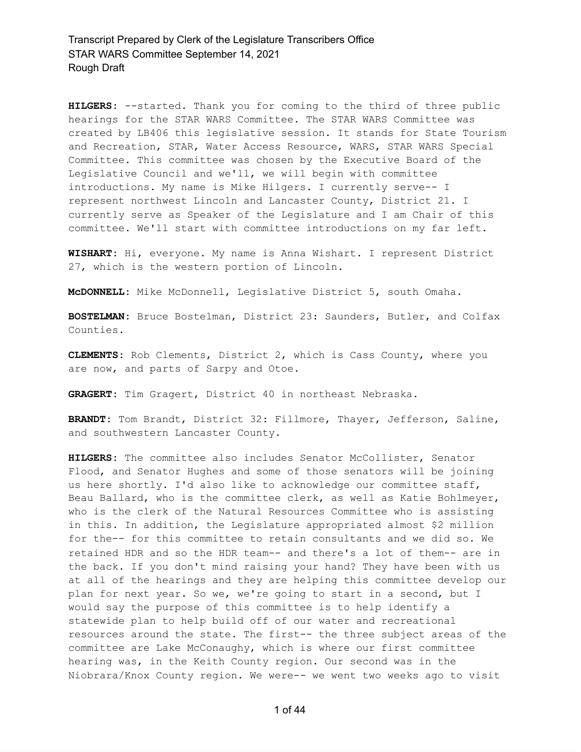**HILGERS:** --started. Thank you for coming to the third of three public hearings for the STAR WARS Committee. The STAR WARS Committee was created by LB406 this legislative session. It stands for State Tourism and Recreation, STAR, Water Access Resource, WARS, STAR WARS Special Committee. This committee was chosen by the Executive Board of the Legislative Council and we'll, we will begin with committee introductions. My name is Mike Hilgers. I currently serve-- I represent northwest Lincoln and Lancaster County, District 21. I currently serve as Speaker of the Legislature and I am Chair of this committee. We'll start with committee introductions on my far left.

**WISHART:** Hi, everyone. My name is Anna Wishart. I represent District 27, which is the western portion of Lincoln.

**McDONNELL:** Mike McDonnell, Legislative District 5, south Omaha.

**BOSTELMAN:** Bruce Bostelman, District 23: Saunders, Butler, and Colfax Counties.

**CLEMENTS:** Rob Clements, District 2, which is Cass County, where you are now, and parts of Sarpy and Otoe.

**GRAGERT:** Tim Gragert, District 40 in northeast Nebraska.

**BRANDT:** Tom Brandt, District 32: Fillmore, Thayer, Jefferson, Saline, and southwestern Lancaster County.

**HILGERS:** The committee also includes Senator McCollister, Senator Flood, and Senator Hughes and some of those senators will be joining us here shortly. I'd also like to acknowledge our committee staff, Beau Ballard, who is the committee clerk, as well as Katie Bohlmeyer, who is the clerk of the Natural Resources Committee who is assisting in this. In addition, the Legislature appropriated almost $2 million for the-- for this committee to retain consultants and we did so. We retained HDR and so the HDR team-- and there's a lot of them-- are in the back. If you don't mind raising your hand? They have been with us at all of the hearings and they are helping this committee develop our plan for next year. So we, we're going to start in a second, but I would say the purpose of this committee is to help identify a statewide plan to help build off of our water and recreational resources around the state. The first-- the three subject areas of the committee are Lake McConaughy, which is where our first committee hearing was, in the Keith County region. Our second was in the Niobrara/Knox County region. We were-- we went two weeks ago to visit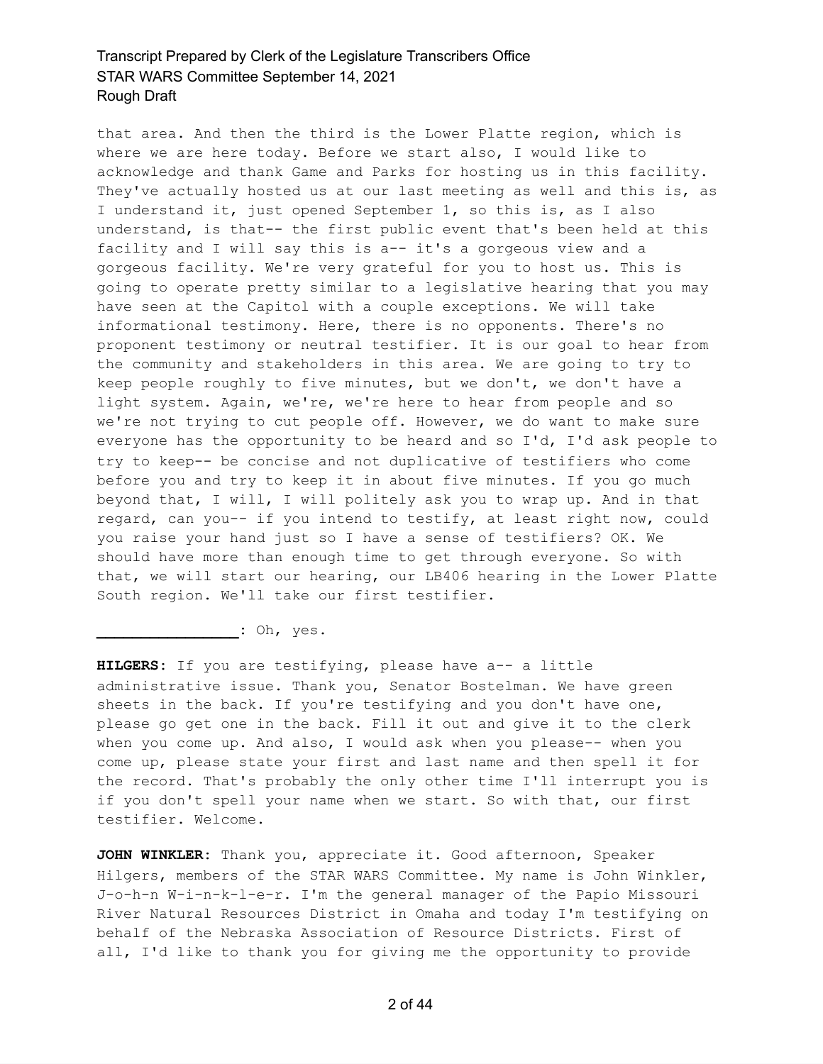that area. And then the third is the Lower Platte region, which is where we are here today. Before we start also, I would like to acknowledge and thank Game and Parks for hosting us in this facility. They've actually hosted us at our last meeting as well and this is, as I understand it, just opened September 1, so this is, as I also understand, is that-- the first public event that's been held at this facility and I will say this is a-- it's a gorgeous view and a gorgeous facility. We're very grateful for you to host us. This is going to operate pretty similar to a legislative hearing that you may have seen at the Capitol with a couple exceptions. We will take informational testimony. Here, there is no opponents. There's no proponent testimony or neutral testifier. It is our goal to hear from the community and stakeholders in this area. We are going to try to keep people roughly to five minutes, but we don't, we don't have a light system. Again, we're, we're here to hear from people and so we're not trying to cut people off. However, we do want to make sure everyone has the opportunity to be heard and so I'd, I'd ask people to try to keep-- be concise and not duplicative of testifiers who come before you and try to keep it in about five minutes. If you go much beyond that, I will, I will politely ask you to wrap up. And in that regard, can you-- if you intend to testify, at least right now, could you raise your hand just so I have a sense of testifiers? OK. We should have more than enough time to get through everyone. So with that, we will start our hearing, our LB406 hearing in the Lower Platte South region. We'll take our first testifier.

**________________**: Oh, yes.

**HILGERS**: If you are testifying, please have a-- a little administrative issue. Thank you, Senator Bostelman. We have green sheets in the back. If you're testifying and you don't have one, please go get one in the back. Fill it out and give it to the clerk when you come up. And also, I would ask when you please-- when you come up, please state your first and last name and then spell it for the record. That's probably the only other time I'll interrupt you is if you don't spell your name when we start. So with that, our first testifier. Welcome.

**JOHN WINKLER**: Thank you, appreciate it. Good afternoon, Speaker Hilgers, members of the STAR WARS Committee. My name is John Winkler, J-o-h-n W-i-n-k-l-e-r. I'm the general manager of the Papio Missouri River Natural Resources District in Omaha and today I'm testifying on behalf of the Nebraska Association of Resource Districts. First of all, I'd like to thank you for giving me the opportunity to provide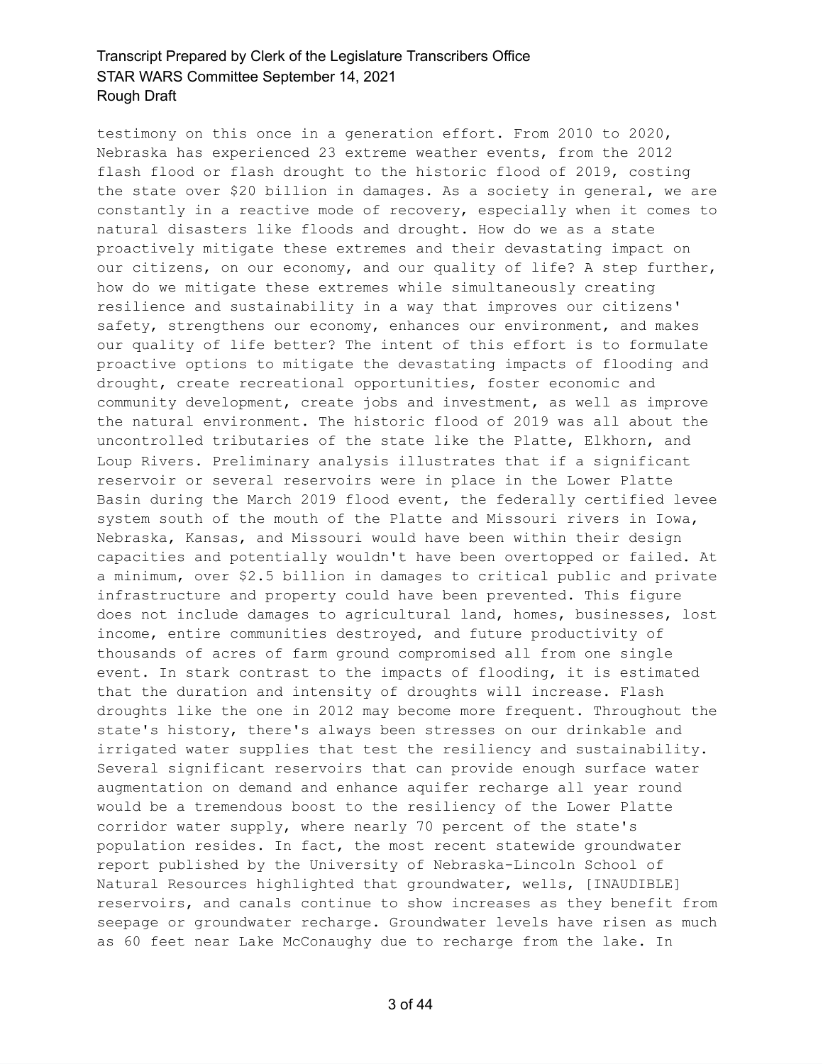testimony on this once in a generation effort. From 2010 to 2020, Nebraska has experienced 23 extreme weather events, from the 2012 flash flood or flash drought to the historic flood of 2019, costing the state over $20 billion in damages. As a society in general, we are constantly in a reactive mode of recovery, especially when it comes to natural disasters like floods and drought. How do we as a state proactively mitigate these extremes and their devastating impact on our citizens, on our economy, and our quality of life? A step further, how do we mitigate these extremes while simultaneously creating resilience and sustainability in a way that improves our citizens' safety, strengthens our economy, enhances our environment, and makes our quality of life better? The intent of this effort is to formulate proactive options to mitigate the devastating impacts of flooding and drought, create recreational opportunities, foster economic and community development, create jobs and investment, as well as improve the natural environment. The historic flood of 2019 was all about the uncontrolled tributaries of the state like the Platte, Elkhorn, and Loup Rivers. Preliminary analysis illustrates that if a significant reservoir or several reservoirs were in place in the Lower Platte Basin during the March 2019 flood event, the federally certified levee system south of the mouth of the Platte and Missouri rivers in Iowa, Nebraska, Kansas, and Missouri would have been within their design capacities and potentially wouldn't have been overtopped or failed. At a minimum, over $2.5 billion in damages to critical public and private infrastructure and property could have been prevented. This figure does not include damages to agricultural land, homes, businesses, lost income, entire communities destroyed, and future productivity of thousands of acres of farm ground compromised all from one single event. In stark contrast to the impacts of flooding, it is estimated that the duration and intensity of droughts will increase. Flash droughts like the one in 2012 may become more frequent. Throughout the state's history, there's always been stresses on our drinkable and irrigated water supplies that test the resiliency and sustainability. Several significant reservoirs that can provide enough surface water augmentation on demand and enhance aquifer recharge all year round would be a tremendous boost to the resiliency of the Lower Platte corridor water supply, where nearly 70 percent of the state's population resides. In fact, the most recent statewide groundwater report published by the University of Nebraska-Lincoln School of Natural Resources highlighted that groundwater, wells, [INAUDIBLE] reservoirs, and canals continue to show increases as they benefit from seepage or groundwater recharge. Groundwater levels have risen as much as 60 feet near Lake McConaughy due to recharge from the lake. In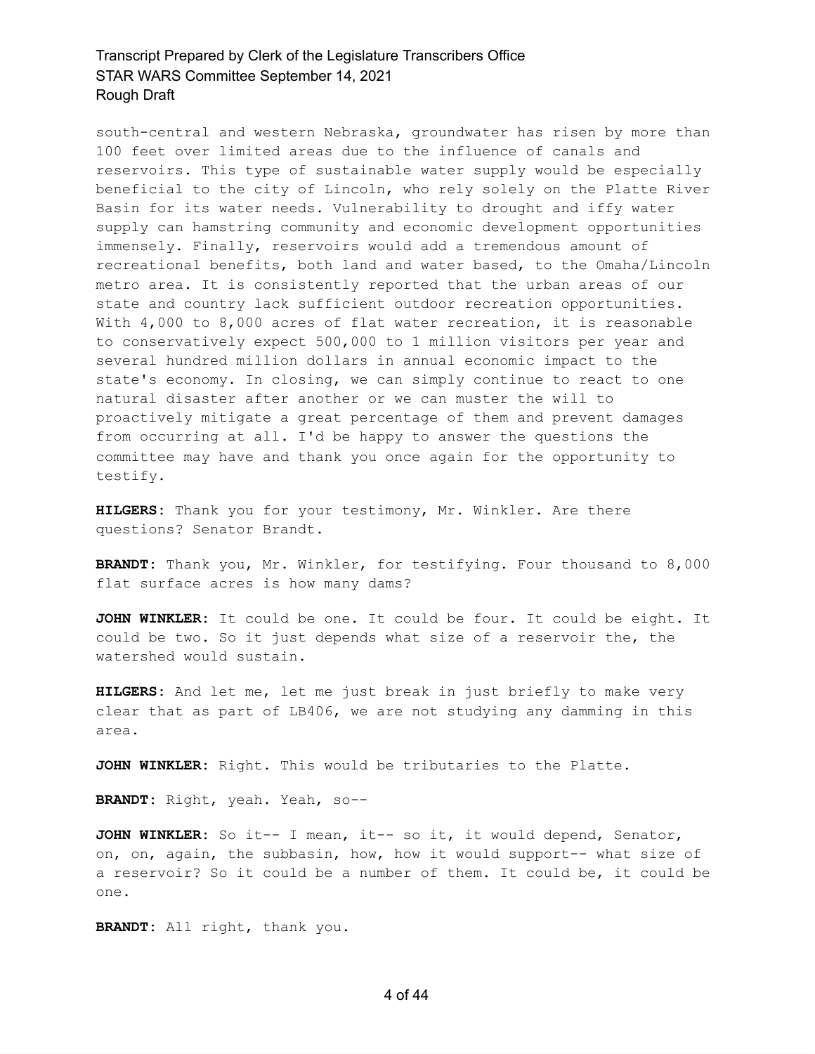south-central and western Nebraska, groundwater has risen by more than 100 feet over limited areas due to the influence of canals and reservoirs. This type of sustainable water supply would be especially beneficial to the city of Lincoln, who rely solely on the Platte River Basin for its water needs. Vulnerability to drought and iffy water supply can hamstring community and economic development opportunities immensely. Finally, reservoirs would add a tremendous amount of recreational benefits, both land and water based, to the Omaha/Lincoln metro area. It is consistently reported that the urban areas of our state and country lack sufficient outdoor recreation opportunities. With 4,000 to 8,000 acres of flat water recreation, it is reasonable to conservatively expect 500,000 to 1 million visitors per year and several hundred million dollars in annual economic impact to the state's economy. In closing, we can simply continue to react to one natural disaster after another or we can muster the will to proactively mitigate a great percentage of them and prevent damages from occurring at all. I'd be happy to answer the questions the committee may have and thank you once again for the opportunity to testify.

**HILGERS:** Thank you for your testimony, Mr. Winkler. Are there questions? Senator Brandt.

**BRANDT:** Thank you, Mr. Winkler, for testifying. Four thousand to 8,000 flat surface acres is how many dams?

**JOHN WINKLER:** It could be one. It could be four. It could be eight. It could be two. So it just depends what size of a reservoir the, the watershed would sustain.

**HILGERS:** And let me, let me just break in just briefly to make very clear that as part of LB406, we are not studying any damming in this area.

**JOHN WINKLER:** Right. This would be tributaries to the Platte.

**BRANDT:** Right, yeah. Yeah, so--

**JOHN WINKLER:** So it-- I mean, it-- so it, it would depend, Senator, on, on, again, the subbasin, how, how it would support-- what size of a reservoir? So it could be a number of them. It could be, it could be one.

**BRANDT:** All right, thank you.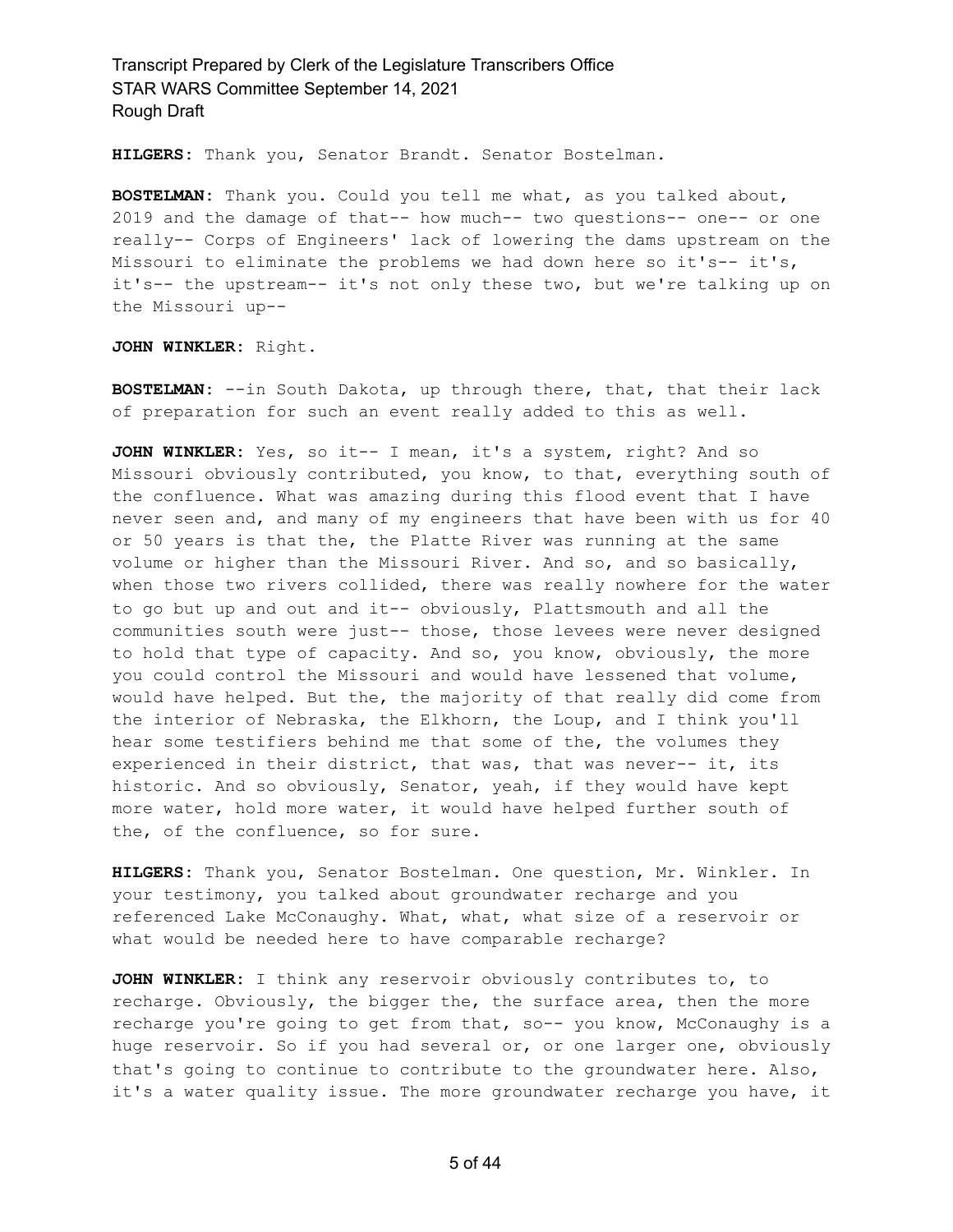**HILGERS:** Thank you, Senator Brandt. Senator Bostelman.

**BOSTELMAN:** Thank you. Could you tell me what, as you talked about, 2019 and the damage of that-- how much-- two questions-- one-- or one really-- Corps of Engineers' lack of lowering the dams upstream on the Missouri to eliminate the problems we had down here so it's-- it's, it's-- the upstream-- it's not only these two, but we're talking up on the Missouri up--

**JOHN WINKLER:** Right.

**BOSTELMAN:** --in South Dakota, up through there, that, that their lack of preparation for such an event really added to this as well.

**JOHN WINKLER:** Yes, so it-- I mean, it's a system, right? And so Missouri obviously contributed, you know, to that, everything south of the confluence. What was amazing during this flood event that I have never seen and, and many of my engineers that have been with us for 40 or 50 years is that the, the Platte River was running at the same volume or higher than the Missouri River. And so, and so basically, when those two rivers collided, there was really nowhere for the water to go but up and out and it-- obviously, Plattsmouth and all the communities south were just-- those, those levees were never designed to hold that type of capacity. And so, you know, obviously, the more you could control the Missouri and would have lessened that volume, would have helped. But the, the majority of that really did come from the interior of Nebraska, the Elkhorn, the Loup, and I think you'll hear some testifiers behind me that some of the, the volumes they experienced in their district, that was, that was never-- it, its historic. And so obviously, Senator, yeah, if they would have kept more water, hold more water, it would have helped further south of the, of the confluence, so for sure.

**HILGERS:** Thank you, Senator Bostelman. One question, Mr. Winkler. In your testimony, you talked about groundwater recharge and you referenced Lake McConaughy. What, what, what size of a reservoir or what would be needed here to have comparable recharge?

**JOHN WINKLER:** I think any reservoir obviously contributes to, to recharge. Obviously, the bigger the, the surface area, then the more recharge you're going to get from that, so-- you know, McConaughy is a huge reservoir. So if you had several or, or one larger one, obviously that's going to continue to contribute to the groundwater here. Also, it's a water quality issue. The more groundwater recharge you have, it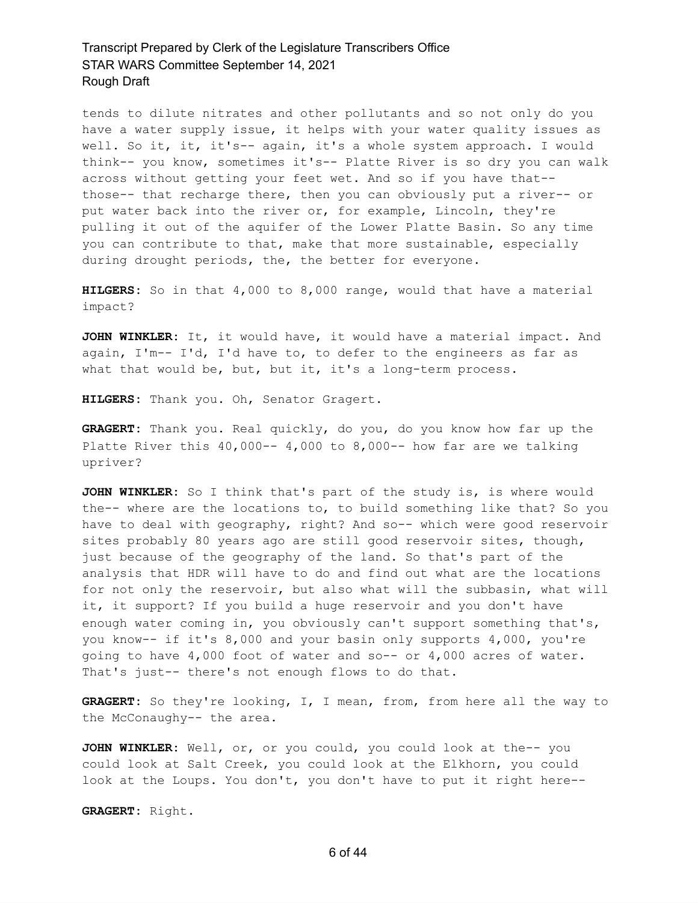tends to dilute nitrates and other pollutants and so not only do you have a water supply issue, it helps with your water quality issues as well. So it, it, it's-- again, it's a whole system approach. I would think-- you know, sometimes it's-- Platte River is so dry you can walk across without getting your feet wet. And so if you have that-- those-- that recharge there, then you can obviously put a river-- or put water back into the river or, for example, Lincoln, they're pulling it out of the aquifer of the Lower Platte Basin. So any time you can contribute to that, make that more sustainable, especially during drought periods, the, the better for everyone.

**HILGERS:** So in that 4,000 to 8,000 range, would that have a material impact?

**JOHN WINKLER:** It, it would have, it would have a material impact. And again, I'm-- I'd, I'd have to, to defer to the engineers as far as what that would be, but, but it, it's a long-term process.

**HILGERS:** Thank you. Oh, Senator Gragert.

**GRAGERT:** Thank you. Real quickly, do you, do you know how far up the Platte River this 40,000-- 4,000 to 8,000-- how far are we talking upriver?

**JOHN WINKLER:** So I think that's part of the study is, is where would the-- where are the locations to, to build something like that? So you have to deal with geography, right? And so-- which were good reservoir sites probably 80 years ago are still good reservoir sites, though, just because of the geography of the land. So that's part of the analysis that HDR will have to do and find out what are the locations for not only the reservoir, but also what will the subbasin, what will it, it support? If you build a huge reservoir and you don't have enough water coming in, you obviously can't support something that's, you know-- if it's 8,000 and your basin only supports 4,000, you're going to have 4,000 foot of water and so-- or 4,000 acres of water. That's just-- there's not enough flows to do that.

**GRAGERT:** So they're looking, I, I mean, from, from here all the way to the McConaughy-- the area.

**JOHN WINKLER:** Well, or, or you could, you could look at the-- you could look at Salt Creek, you could look at the Elkhorn, you could look at the Loups. You don't, you don't have to put it right here--

**GRAGERT:** Right.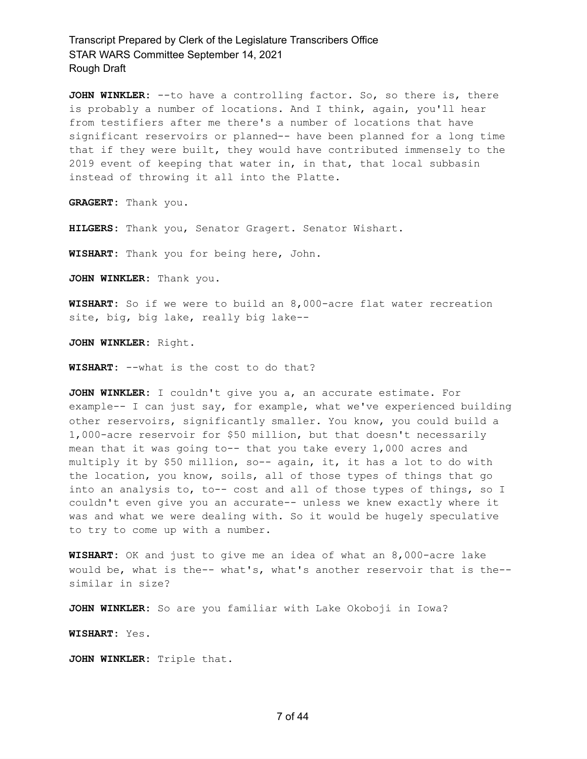**JOHN WINKLER:** --to have a controlling factor. So, so there is, there is probably a number of locations. And I think, again, you'll hear from testifiers after me there's a number of locations that have significant reservoirs or planned-- have been planned for a long time that if they were built, they would have contributed immensely to the 2019 event of keeping that water in, in that, that local subbasin instead of throwing it all into the Platte.

**GRAGERT:** Thank you.

**HILGERS:** Thank you, Senator Gragert. Senator Wishart.

**WISHART:** Thank you for being here, John.

**JOHN WINKLER:** Thank you.

**WISHART:** So if we were to build an 8,000-acre flat water recreation site, big, big lake, really big lake--

**JOHN WINKLER:** Right.

**WISHART:** --what is the cost to do that?

**JOHN WINKLER:** I couldn't give you a, an accurate estimate. For example-- I can just say, for example, what we've experienced building other reservoirs, significantly smaller. You know, you could build a 1,000-acre reservoir for $50 million, but that doesn't necessarily mean that it was going to-- that you take every 1,000 acres and multiply it by $50 million, so-- again, it, it has a lot to do with the location, you know, soils, all of those types of things that go into an analysis to, to-- cost and all of those types of things, so I couldn't even give you an accurate-- unless we knew exactly where it was and what we were dealing with. So it would be hugely speculative to try to come up with a number.

**WISHART:** OK and just to give me an idea of what an 8,000-acre lake would be, what is the-- what's, what's another reservoir that is the-- similar in size?

**JOHN WINKLER:** So are you familiar with Lake Okoboji in Iowa?

**WISHART:** Yes.

**JOHN WINKLER:** Triple that.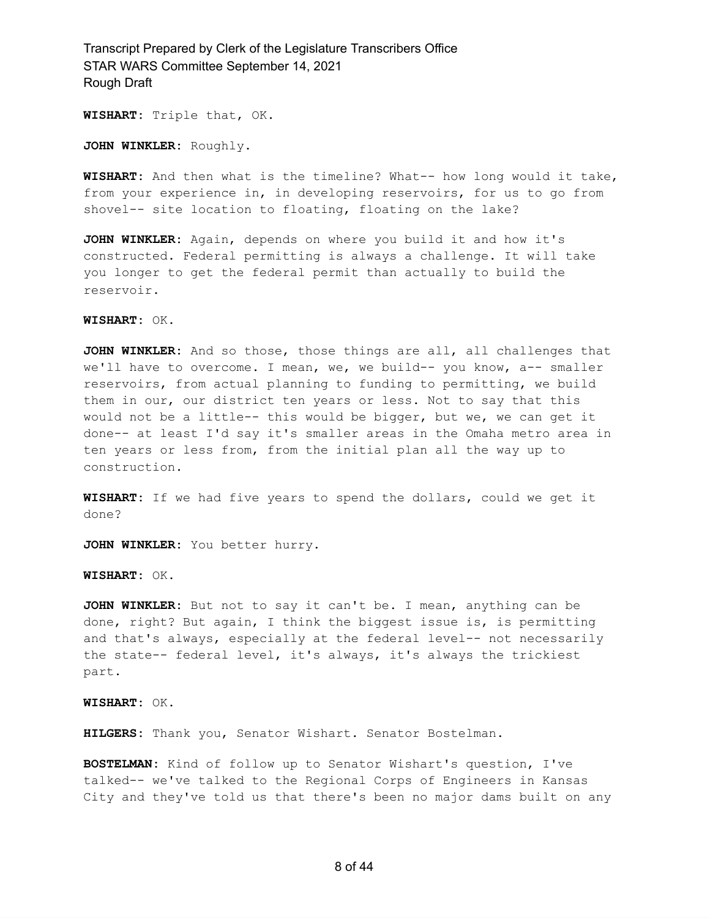**WISHART:** Triple that, OK.

**JOHN WINKLER:** Roughly.

**WISHART:** And then what is the timeline? What-- how long would it take, from your experience in, in developing reservoirs, for us to go from shovel-- site location to floating, floating on the lake?

**JOHN WINKLER:** Again, depends on where you build it and how it's constructed. Federal permitting is always a challenge. It will take you longer to get the federal permit than actually to build the reservoir.

**WISHART:** OK.

**JOHN WINKLER:** And so those, those things are all, all challenges that we'll have to overcome. I mean, we, we build-- you know, a-- smaller reservoirs, from actual planning to funding to permitting, we build them in our, our district ten years or less. Not to say that this would not be a little-- this would be bigger, but we, we can get it done-- at least I'd say it's smaller areas in the Omaha metro area in ten years or less from, from the initial plan all the way up to construction.

**WISHART:** If we had five years to spend the dollars, could we get it done?

**JOHN WINKLER:** You better hurry.

**WISHART:** OK.

**JOHN WINKLER:** But not to say it can't be. I mean, anything can be done, right? But again, I think the biggest issue is, is permitting and that's always, especially at the federal level-- not necessarily the state-- federal level, it's always, it's always the trickiest part.

**WISHART:** OK.

**HILGERS:** Thank you, Senator Wishart. Senator Bostelman.

**BOSTELMAN:** Kind of follow up to Senator Wishart's question, I've talked-- we've talked to the Regional Corps of Engineers in Kansas City and they've told us that there's been no major dams built on any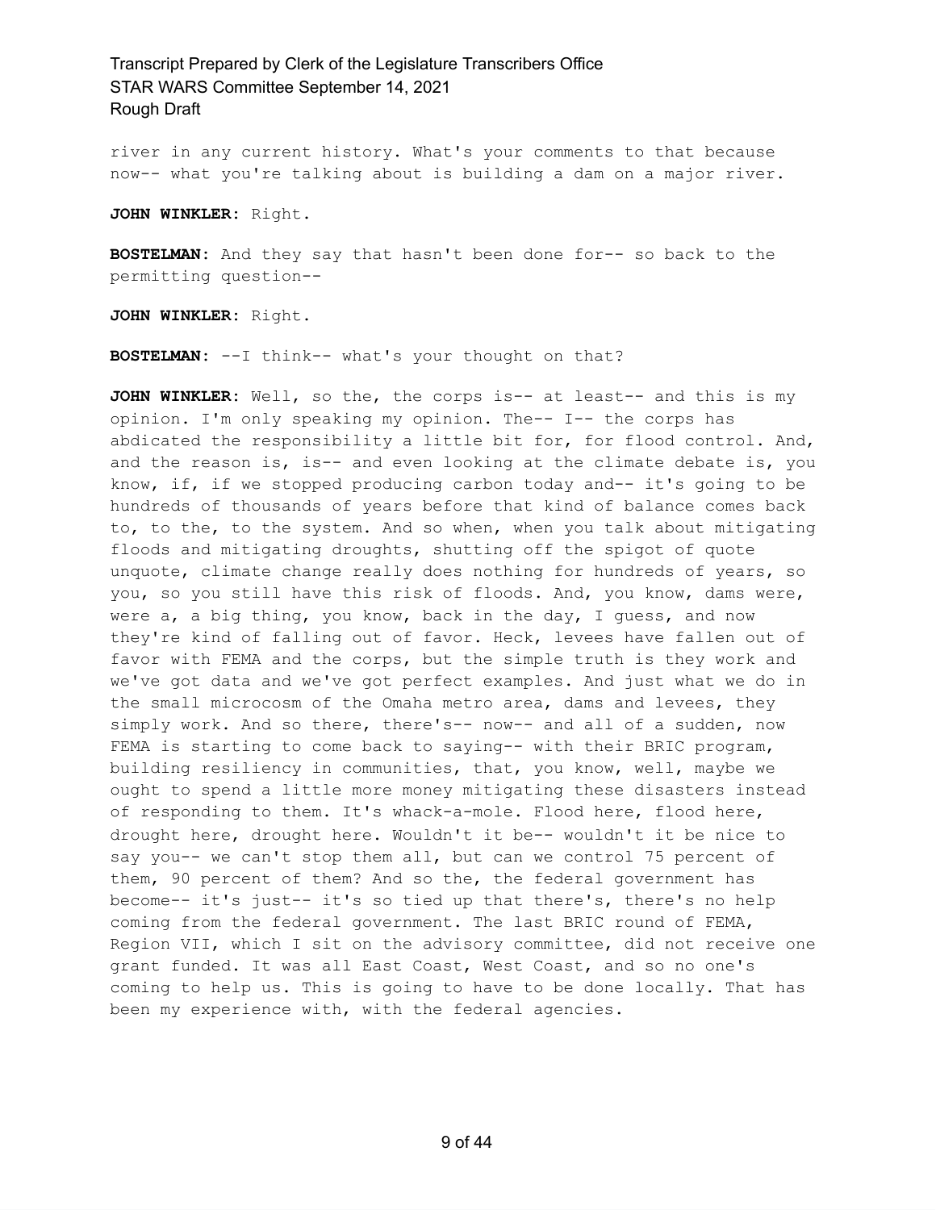river in any current history. What's your comments to that because now-- what you're talking about is building a dam on a major river.

**JOHN WINKLER:** Right.

**BOSTELMAN:** And they say that hasn't been done for-- so back to the permitting question--

**JOHN WINKLER:** Right.

**BOSTELMAN:** --I think-- what's your thought on that?

**JOHN WINKLER:** Well, so the, the corps is-- at least-- and this is my opinion. I'm only speaking my opinion. The-- I-- the corps has abdicated the responsibility a little bit for, for flood control. And, and the reason is, is-- and even looking at the climate debate is, you know, if, if we stopped producing carbon today and-- it's going to be hundreds of thousands of years before that kind of balance comes back to, to the, to the system. And so when, when you talk about mitigating floods and mitigating droughts, shutting off the spigot of quote unquote, climate change really does nothing for hundreds of years, so you, so you still have this risk of floods. And, you know, dams were, were a, a big thing, you know, back in the day, I guess, and now they're kind of falling out of favor. Heck, levees have fallen out of favor with FEMA and the corps, but the simple truth is they work and we've got data and we've got perfect examples. And just what we do in the small microcosm of the Omaha metro area, dams and levees, they simply work. And so there, there's-- now-- and all of a sudden, now FEMA is starting to come back to saying-- with their BRIC program, building resiliency in communities, that, you know, well, maybe we ought to spend a little more money mitigating these disasters instead of responding to them. It's whack-a-mole. Flood here, flood here, drought here, drought here. Wouldn't it be-- wouldn't it be nice to say you-- we can't stop them all, but can we control 75 percent of them, 90 percent of them? And so the, the federal government has become-- it's just-- it's so tied up that there's, there's no help coming from the federal government. The last BRIC round of FEMA, Region VII, which I sit on the advisory committee, did not receive one grant funded. It was all East Coast, West Coast, and so no one's coming to help us. This is going to have to be done locally. That has been my experience with, with the federal agencies.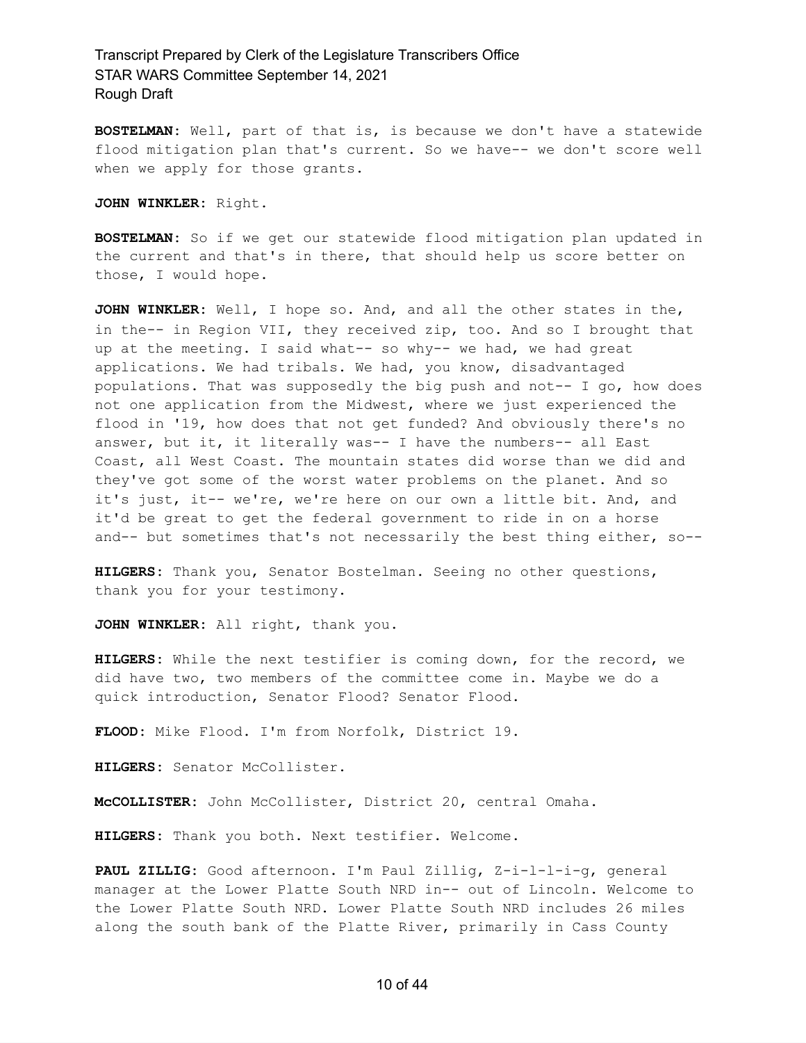**BOSTELMAN:** Well, part of that is, is because we don't have a statewide flood mitigation plan that's current. So we have-- we don't score well when we apply for those grants.

**JOHN WINKLER:** Right.

**BOSTELMAN:** So if we get our statewide flood mitigation plan updated in the current and that's in there, that should help us score better on those, I would hope.

**JOHN WINKLER:** Well, I hope so. And, and all the other states in the, in the-- in Region VII, they received zip, too. And so I brought that up at the meeting. I said what-- so why-- we had, we had great applications. We had tribals. We had, you know, disadvantaged populations. That was supposedly the big push and not-- I go, how does not one application from the Midwest, where we just experienced the flood in '19, how does that not get funded? And obviously there's no answer, but it, it literally was-- I have the numbers-- all East Coast, all West Coast. The mountain states did worse than we did and they've got some of the worst water problems on the planet. And so it's just, it-- we're, we're here on our own a little bit. And, and it'd be great to get the federal government to ride in on a horse and-- but sometimes that's not necessarily the best thing either, so--

**HILGERS:** Thank you, Senator Bostelman. Seeing no other questions, thank you for your testimony.

**JOHN WINKLER:** All right, thank you.

**HILGERS:** While the next testifier is coming down, for the record, we did have two, two members of the committee come in. Maybe we do a quick introduction, Senator Flood? Senator Flood.

**FLOOD:** Mike Flood. I'm from Norfolk, District 19.

**HILGERS:** Senator McCollister.

**McCOLLISTER:** John McCollister, District 20, central Omaha.

**HILGERS:** Thank you both. Next testifier. Welcome.

**PAUL ZILLIG:** Good afternoon. I'm Paul Zillig, Z-i-l-l-i-g, general manager at the Lower Platte South NRD in-- out of Lincoln. Welcome to the Lower Platte South NRD. Lower Platte South NRD includes 26 miles along the south bank of the Platte River, primarily in Cass County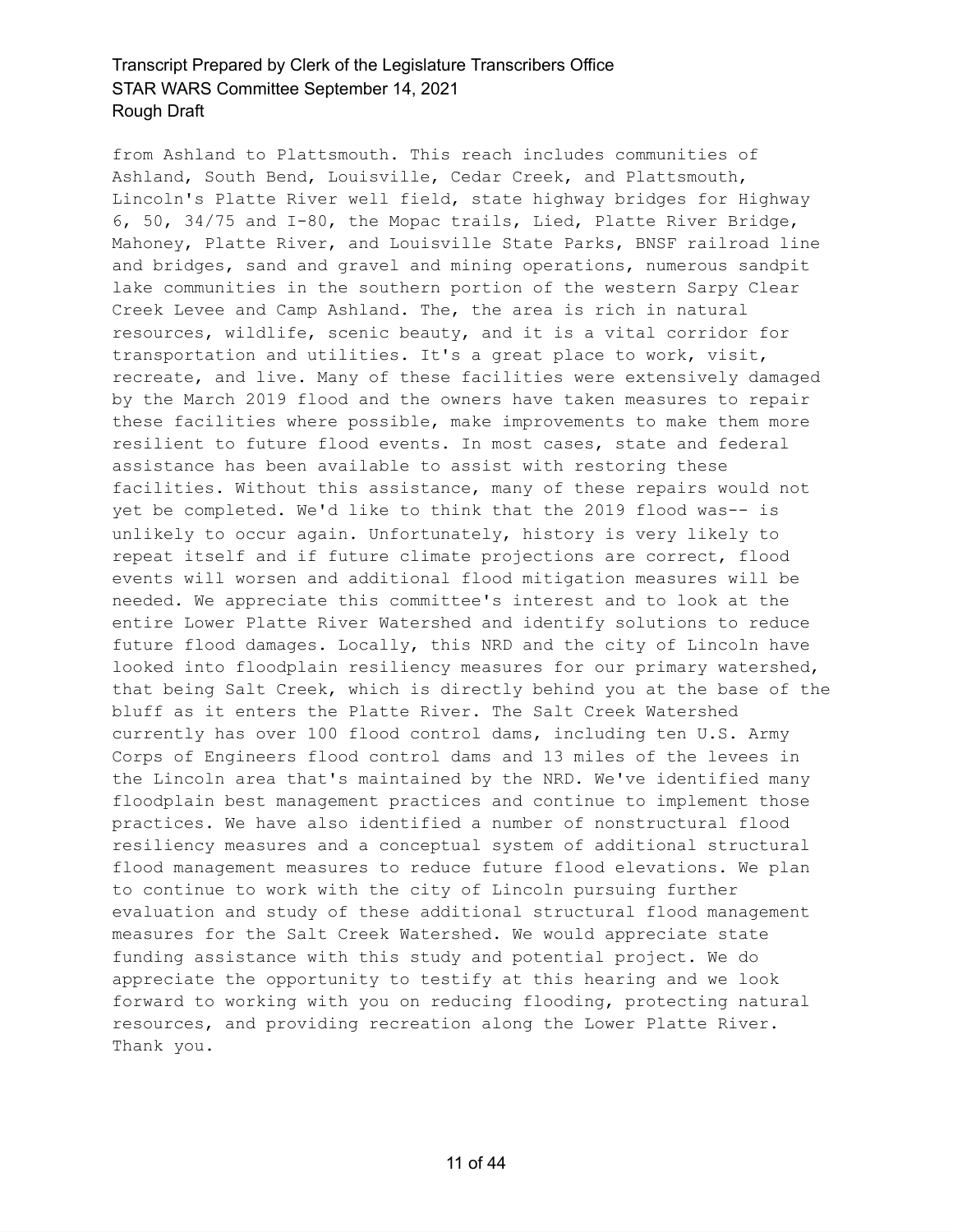from Ashland to Plattsmouth. This reach includes communities of Ashland, South Bend, Louisville, Cedar Creek, and Plattsmouth, Lincoln's Platte River well field, state highway bridges for Highway 6, 50, 34/75 and I-80, the Mopac trails, Lied, Platte River Bridge, Mahoney, Platte River, and Louisville State Parks, BNSF railroad line and bridges, sand and gravel and mining operations, numerous sandpit lake communities in the southern portion of the western Sarpy Clear Creek Levee and Camp Ashland. The, the area is rich in natural resources, wildlife, scenic beauty, and it is a vital corridor for transportation and utilities. It's a great place to work, visit, recreate, and live. Many of these facilities were extensively damaged by the March 2019 flood and the owners have taken measures to repair these facilities where possible, make improvements to make them more resilient to future flood events. In most cases, state and federal assistance has been available to assist with restoring these facilities. Without this assistance, many of these repairs would not yet be completed. We'd like to think that the 2019 flood was-- is unlikely to occur again. Unfortunately, history is very likely to repeat itself and if future climate projections are correct, flood events will worsen and additional flood mitigation measures will be needed. We appreciate this committee's interest and to look at the entire Lower Platte River Watershed and identify solutions to reduce future flood damages. Locally, this NRD and the city of Lincoln have looked into floodplain resiliency measures for our primary watershed, that being Salt Creek, which is directly behind you at the base of the bluff as it enters the Platte River. The Salt Creek Watershed currently has over 100 flood control dams, including ten U.S. Army Corps of Engineers flood control dams and 13 miles of the levees in the Lincoln area that's maintained by the NRD. We've identified many floodplain best management practices and continue to implement those practices. We have also identified a number of nonstructural flood resiliency measures and a conceptual system of additional structural flood management measures to reduce future flood elevations. We plan to continue to work with the city of Lincoln pursuing further evaluation and study of these additional structural flood management measures for the Salt Creek Watershed. We would appreciate state funding assistance with this study and potential project. We do appreciate the opportunity to testify at this hearing and we look forward to working with you on reducing flooding, protecting natural resources, and providing recreation along the Lower Platte River. Thank you.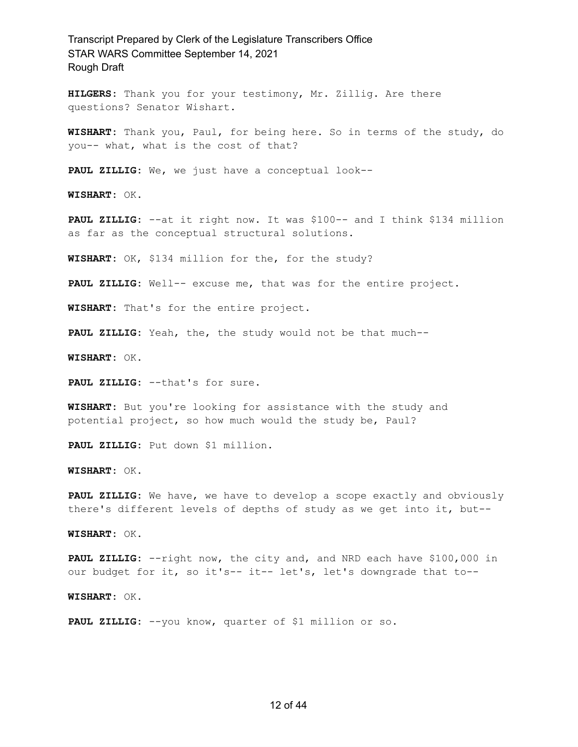**HILGERS**: Thank you for your testimony, Mr. Zillig. Are there questions? Senator Wishart.

**WISHART**: Thank you, Paul, for being here. So in terms of the study, do you-- what, what is the cost of that?

**PAUL ZILLIG**: We, we just have a conceptual look--

**WISHART**: OK.

**PAUL ZILLIG**: --at it right now. It was $100-- and I think $134 million as far as the conceptual structural solutions.

**WISHART**: OK, $134 million for the, for the study?

**PAUL ZILLIG**: Well-- excuse me, that was for the entire project.

**WISHART**: That's for the entire project.

**PAUL ZILLIG**: Yeah, the, the study would not be that much--

**WISHART**: OK.

**PAUL ZILLIG**: --that's for sure.

**WISHART**: But you're looking for assistance with the study and potential project, so how much would the study be, Paul?

**PAUL ZILLIG**: Put down $1 million.

**WISHART**: OK.

**PAUL ZILLIG**: We have, we have to develop a scope exactly and obviously there's different levels of depths of study as we get into it, but--

**WISHART**: OK.

**PAUL ZILLIG**: --right now, the city and, and NRD each have $100,000 in our budget for it, so it's-- it-- let's, let's downgrade that to--

**WISHART**: OK.

**PAUL ZILLIG**: --you know, quarter of $1 million or so.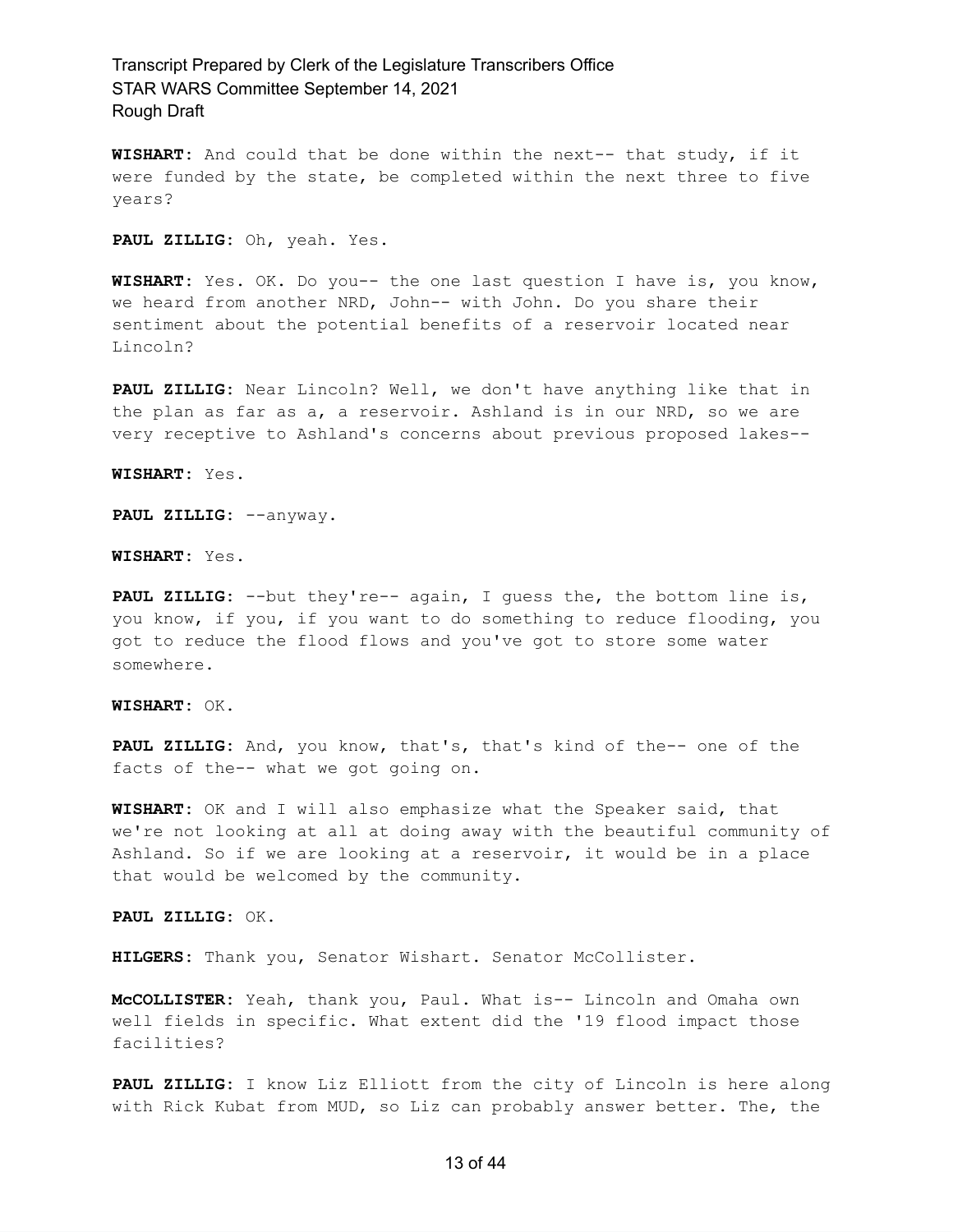**WISHART:** And could that be done within the next-- that study, if it were funded by the state, be completed within the next three to five years?

**PAUL ZILLIG:** Oh, yeah. Yes.

**WISHART:** Yes. OK. Do you-- the one last question I have is, you know, we heard from another NRD, John-- with John. Do you share their sentiment about the potential benefits of a reservoir located near Lincoln?

**PAUL ZILLIG:** Near Lincoln? Well, we don't have anything like that in the plan as far as a, a reservoir. Ashland is in our NRD, so we are very receptive to Ashland's concerns about previous proposed lakes--

**WISHART:** Yes.

**PAUL ZILLIG:** --anyway.

**WISHART:** Yes.

**PAUL ZILLIG:** --but they're-- again, I guess the, the bottom line is, you know, if you, if you want to do something to reduce flooding, you got to reduce the flood flows and you've got to store some water somewhere.

**WISHART:** OK.

**PAUL ZILLIG:** And, you know, that's, that's kind of the-- one of the facts of the-- what we got going on.

**WISHART:** OK and I will also emphasize what the Speaker said, that we're not looking at all at doing away with the beautiful community of Ashland. So if we are looking at a reservoir, it would be in a place that would be welcomed by the community.

**PAUL ZILLIG:** OK.

**HILGERS:** Thank you, Senator Wishart. Senator McCollister.

**McCOLLISTER:** Yeah, thank you, Paul. What is-- Lincoln and Omaha own well fields in specific. What extent did the '19 flood impact those facilities?

**PAUL ZILLIG:** I know Liz Elliott from the city of Lincoln is here along with Rick Kubat from MUD, so Liz can probably answer better. The, the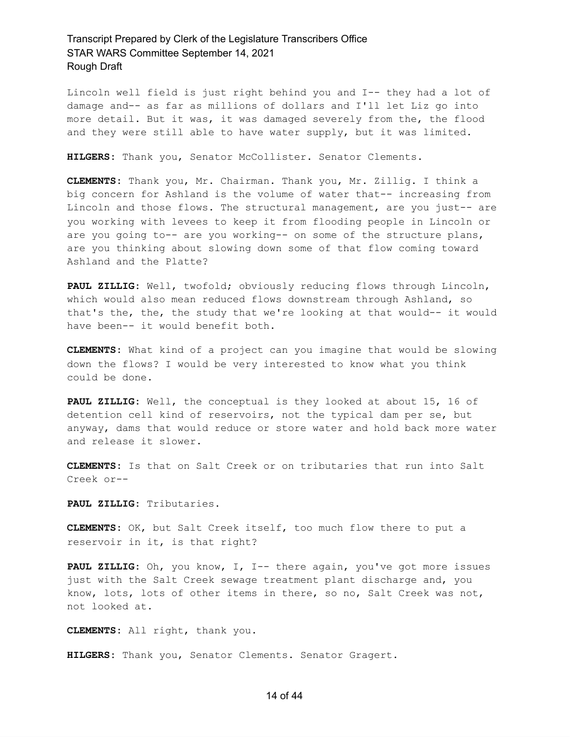Lincoln well field is just right behind you and I-- they had a lot of damage and-- as far as millions of dollars and I'll let Liz go into more detail. But it was, it was damaged severely from the, the flood and they were still able to have water supply, but it was limited.

**HILGERS:** Thank you, Senator McCollister. Senator Clements.

**CLEMENTS:** Thank you, Mr. Chairman. Thank you, Mr. Zillig. I think a big concern for Ashland is the volume of water that-- increasing from Lincoln and those flows. The structural management, are you just-- are you working with levees to keep it from flooding people in Lincoln or are you going to-- are you working-- on some of the structure plans, are you thinking about slowing down some of that flow coming toward Ashland and the Platte?

**PAUL ZILLIG:** Well, twofold; obviously reducing flows through Lincoln, which would also mean reduced flows downstream through Ashland, so that's the, the, the study that we're looking at that would-- it would have been-- it would benefit both.

**CLEMENTS:** What kind of a project can you imagine that would be slowing down the flows? I would be very interested to know what you think could be done.

**PAUL ZILLIG:** Well, the conceptual is they looked at about 15, 16 of detention cell kind of reservoirs, not the typical dam per se, but anyway, dams that would reduce or store water and hold back more water and release it slower.

**CLEMENTS:** Is that on Salt Creek or on tributaries that run into Salt Creek or--

**PAUL ZILLIG:** Tributaries.

**CLEMENTS:** OK, but Salt Creek itself, too much flow there to put a reservoir in it, is that right?

**PAUL ZILLIG:** Oh, you know, I, I-- there again, you've got more issues just with the Salt Creek sewage treatment plant discharge and, you know, lots, lots of other items in there, so no, Salt Creek was not, not looked at.

**CLEMENTS:** All right, thank you.

**HILGERS:** Thank you, Senator Clements. Senator Gragert.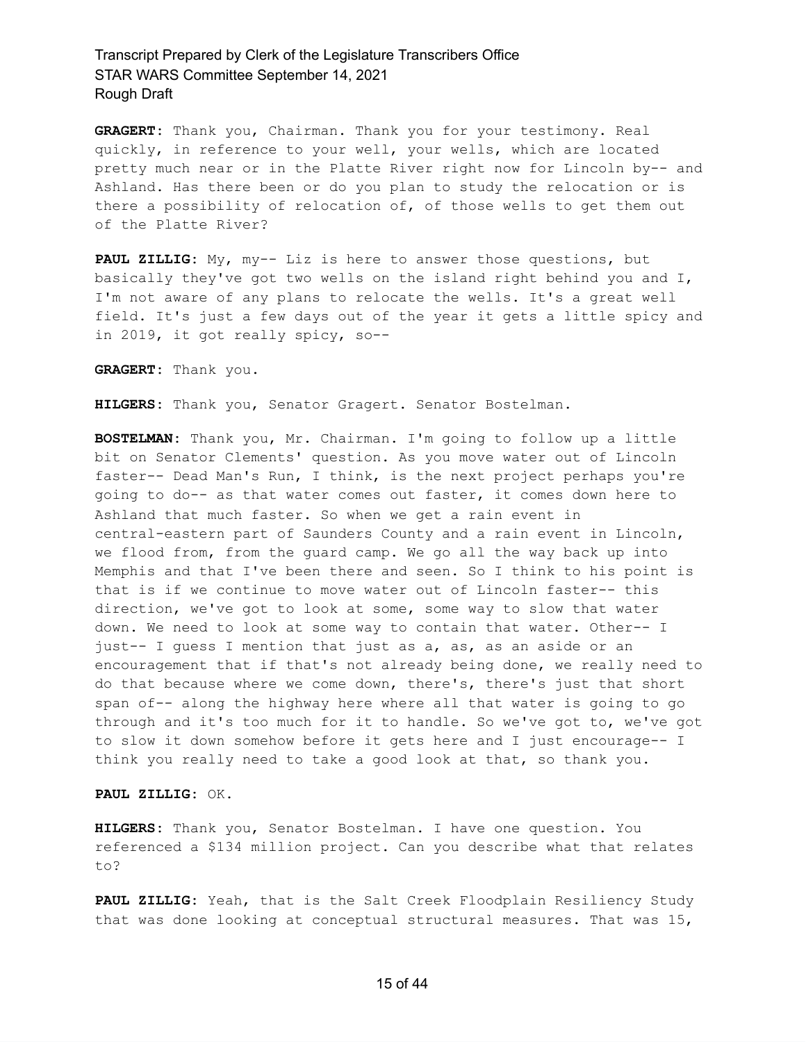**GRAGERT:** Thank you, Chairman. Thank you for your testimony. Real quickly, in reference to your well, your wells, which are located pretty much near or in the Platte River right now for Lincoln by-- and Ashland. Has there been or do you plan to study the relocation or is there a possibility of relocation of, of those wells to get them out of the Platte River?

**PAUL ZILLIG:** My, my-- Liz is here to answer those questions, but basically they've got two wells on the island right behind you and I, I'm not aware of any plans to relocate the wells. It's a great well field. It's just a few days out of the year it gets a little spicy and in 2019, it got really spicy, so--

**GRAGERT:** Thank you.

**HILGERS:** Thank you, Senator Gragert. Senator Bostelman.

**BOSTELMAN:** Thank you, Mr. Chairman. I'm going to follow up a little bit on Senator Clements' question. As you move water out of Lincoln faster-- Dead Man's Run, I think, is the next project perhaps you're going to do-- as that water comes out faster, it comes down here to Ashland that much faster. So when we get a rain event in central-eastern part of Saunders County and a rain event in Lincoln, we flood from, from the guard camp. We go all the way back up into Memphis and that I've been there and seen. So I think to his point is that is if we continue to move water out of Lincoln faster-- this direction, we've got to look at some, some way to slow that water down. We need to look at some way to contain that water. Other-- I just-- I guess I mention that just as a, as, as an aside or an encouragement that if that's not already being done, we really need to do that because where we come down, there's, there's just that short span of-- along the highway here where all that water is going to go through and it's too much for it to handle. So we've got to, we've got to slow it down somehow before it gets here and I just encourage-- I think you really need to take a good look at that, so thank you.

**PAUL ZILLIG:** OK.

**HILGERS:** Thank you, Senator Bostelman. I have one question. You referenced a $134 million project. Can you describe what that relates to?

**PAUL ZILLIG:** Yeah, that is the Salt Creek Floodplain Resiliency Study that was done looking at conceptual structural measures. That was 15,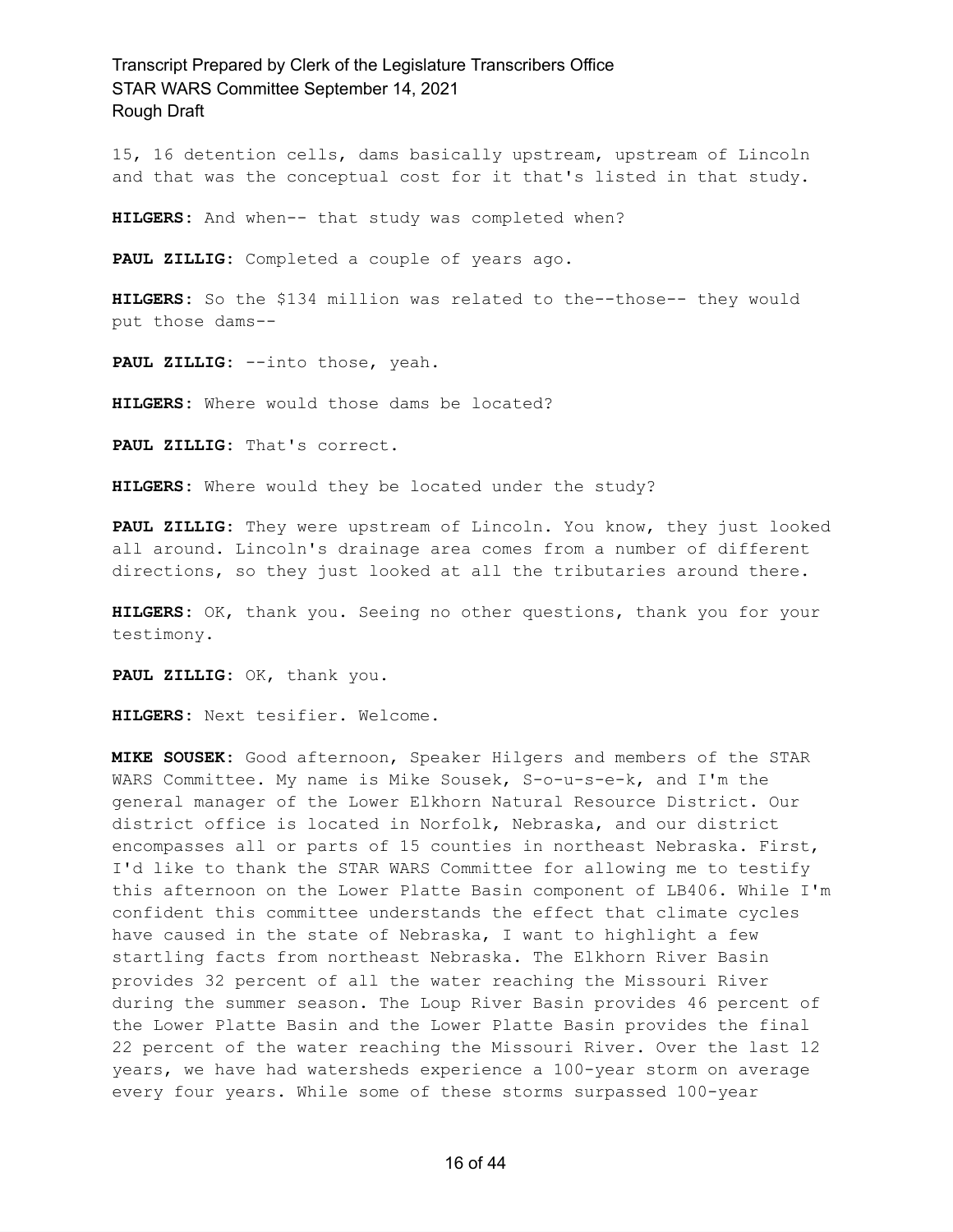15, 16 detention cells, dams basically upstream, upstream of Lincoln and that was the conceptual cost for it that's listed in that study.

**HILGERS:** And when-- that study was completed when?

**PAUL ZILLIG:** Completed a couple of years ago.

**HILGERS:** So the $134 million was related to the--those-- they would put those dams--

**PAUL ZILLIG:** --into those, yeah.

**HILGERS:** Where would those dams be located?

**PAUL ZILLIG:** That's correct.

**HILGERS:** Where would they be located under the study?

**PAUL ZILLIG:** They were upstream of Lincoln. You know, they just looked all around. Lincoln's drainage area comes from a number of different directions, so they just looked at all the tributaries around there.

**HILGERS:** OK, thank you. Seeing no other questions, thank you for your testimony.

**PAUL ZILLIG:** OK, thank you.

**HILGERS:** Next tesifier. Welcome.

**MIKE SOUSEK:** Good afternoon, Speaker Hilgers and members of the STAR WARS Committee. My name is Mike Sousek, S-o-u-s-e-k, and I'm the general manager of the Lower Elkhorn Natural Resource District. Our district office is located in Norfolk, Nebraska, and our district encompasses all or parts of 15 counties in northeast Nebraska. First, I'd like to thank the STAR WARS Committee for allowing me to testify this afternoon on the Lower Platte Basin component of LB406. While I'm confident this committee understands the effect that climate cycles have caused in the state of Nebraska, I want to highlight a few startling facts from northeast Nebraska. The Elkhorn River Basin provides 32 percent of all the water reaching the Missouri River during the summer season. The Loup River Basin provides 46 percent of the Lower Platte Basin and the Lower Platte Basin provides the final 22 percent of the water reaching the Missouri River. Over the last 12 years, we have had watersheds experience a 100-year storm on average every four years. While some of these storms surpassed 100-year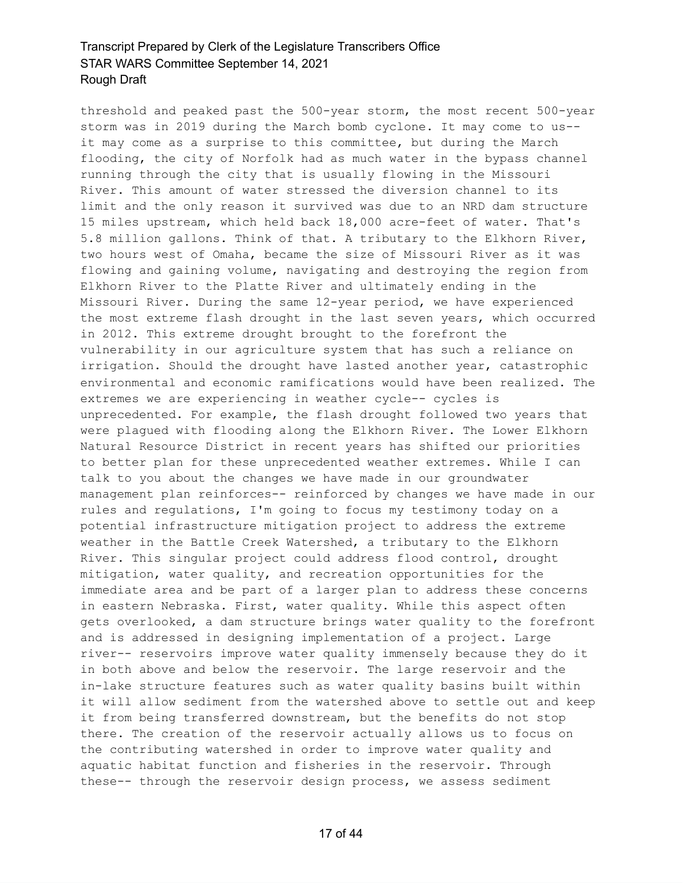threshold and peaked past the 500-year storm, the most recent 500-year storm was in 2019 during the March bomb cyclone. It may come to us-- it may come as a surprise to this committee, but during the March flooding, the city of Norfolk had as much water in the bypass channel running through the city that is usually flowing in the Missouri River. This amount of water stressed the diversion channel to its limit and the only reason it survived was due to an NRD dam structure 15 miles upstream, which held back 18,000 acre-feet of water. That's 5.8 million gallons. Think of that. A tributary to the Elkhorn River, two hours west of Omaha, became the size of Missouri River as it was flowing and gaining volume, navigating and destroying the region from Elkhorn River to the Platte River and ultimately ending in the Missouri River. During the same 12-year period, we have experienced the most extreme flash drought in the last seven years, which occurred in 2012. This extreme drought brought to the forefront the vulnerability in our agriculture system that has such a reliance on irrigation. Should the drought have lasted another year, catastrophic environmental and economic ramifications would have been realized. The extremes we are experiencing in weather cycle-- cycles is unprecedented. For example, the flash drought followed two years that were plagued with flooding along the Elkhorn River. The Lower Elkhorn Natural Resource District in recent years has shifted our priorities to better plan for these unprecedented weather extremes. While I can talk to you about the changes we have made in our groundwater management plan reinforces-- reinforced by changes we have made in our rules and regulations, I'm going to focus my testimony today on a potential infrastructure mitigation project to address the extreme weather in the Battle Creek Watershed, a tributary to the Elkhorn River. This singular project could address flood control, drought mitigation, water quality, and recreation opportunities for the immediate area and be part of a larger plan to address these concerns in eastern Nebraska. First, water quality. While this aspect often gets overlooked, a dam structure brings water quality to the forefront and is addressed in designing implementation of a project. Large river-- reservoirs improve water quality immensely because they do it in both above and below the reservoir. The large reservoir and the in-lake structure features such as water quality basins built within it will allow sediment from the watershed above to settle out and keep it from being transferred downstream, but the benefits do not stop there. The creation of the reservoir actually allows us to focus on the contributing watershed in order to improve water quality and aquatic habitat function and fisheries in the reservoir. Through these-- through the reservoir design process, we assess sediment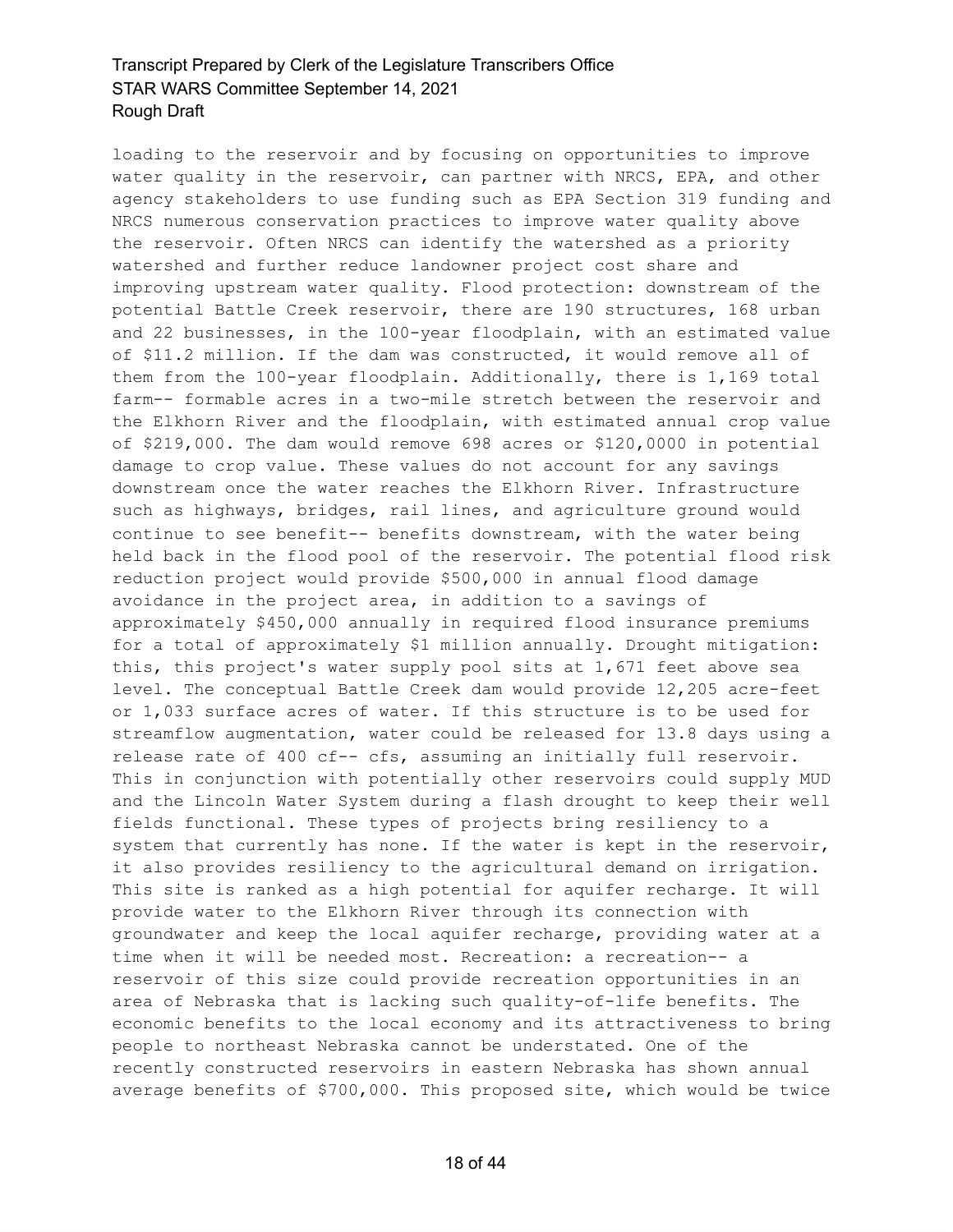loading to the reservoir and by focusing on opportunities to improve water quality in the reservoir, can partner with NRCS, EPA, and other agency stakeholders to use funding such as EPA Section 319 funding and NRCS numerous conservation practices to improve water quality above the reservoir. Often NRCS can identify the watershed as a priority watershed and further reduce landowner project cost share and improving upstream water quality. Flood protection: downstream of the potential Battle Creek reservoir, there are 190 structures, 168 urban and 22 businesses, in the 100-year floodplain, with an estimated value of $11.2 million. If the dam was constructed, it would remove all of them from the 100-year floodplain. Additionally, there is 1,169 total farm-- formable acres in a two-mile stretch between the reservoir and the Elkhorn River and the floodplain, with estimated annual crop value of $219,000. The dam would remove 698 acres or $120,0000 in potential damage to crop value. These values do not account for any savings downstream once the water reaches the Elkhorn River. Infrastructure such as highways, bridges, rail lines, and agriculture ground would continue to see benefit-- benefits downstream, with the water being held back in the flood pool of the reservoir. The potential flood risk reduction project would provide $500,000 in annual flood damage avoidance in the project area, in addition to a savings of approximately $450,000 annually in required flood insurance premiums for a total of approximately $1 million annually. Drought mitigation: this, this project's water supply pool sits at 1,671 feet above sea level. The conceptual Battle Creek dam would provide 12,205 acre-feet or 1,033 surface acres of water. If this structure is to be used for streamflow augmentation, water could be released for 13.8 days using a release rate of 400 cf-- cfs, assuming an initially full reservoir. This in conjunction with potentially other reservoirs could supply MUD and the Lincoln Water System during a flash drought to keep their well fields functional. These types of projects bring resiliency to a system that currently has none. If the water is kept in the reservoir, it also provides resiliency to the agricultural demand on irrigation. This site is ranked as a high potential for aquifer recharge. It will provide water to the Elkhorn River through its connection with groundwater and keep the local aquifer recharge, providing water at a time when it will be needed most. Recreation: a recreation-- a reservoir of this size could provide recreation opportunities in an area of Nebraska that is lacking such quality-of-life benefits. The economic benefits to the local economy and its attractiveness to bring people to northeast Nebraska cannot be understated. One of the recently constructed reservoirs in eastern Nebraska has shown annual average benefits of $700,000. This proposed site, which would be twice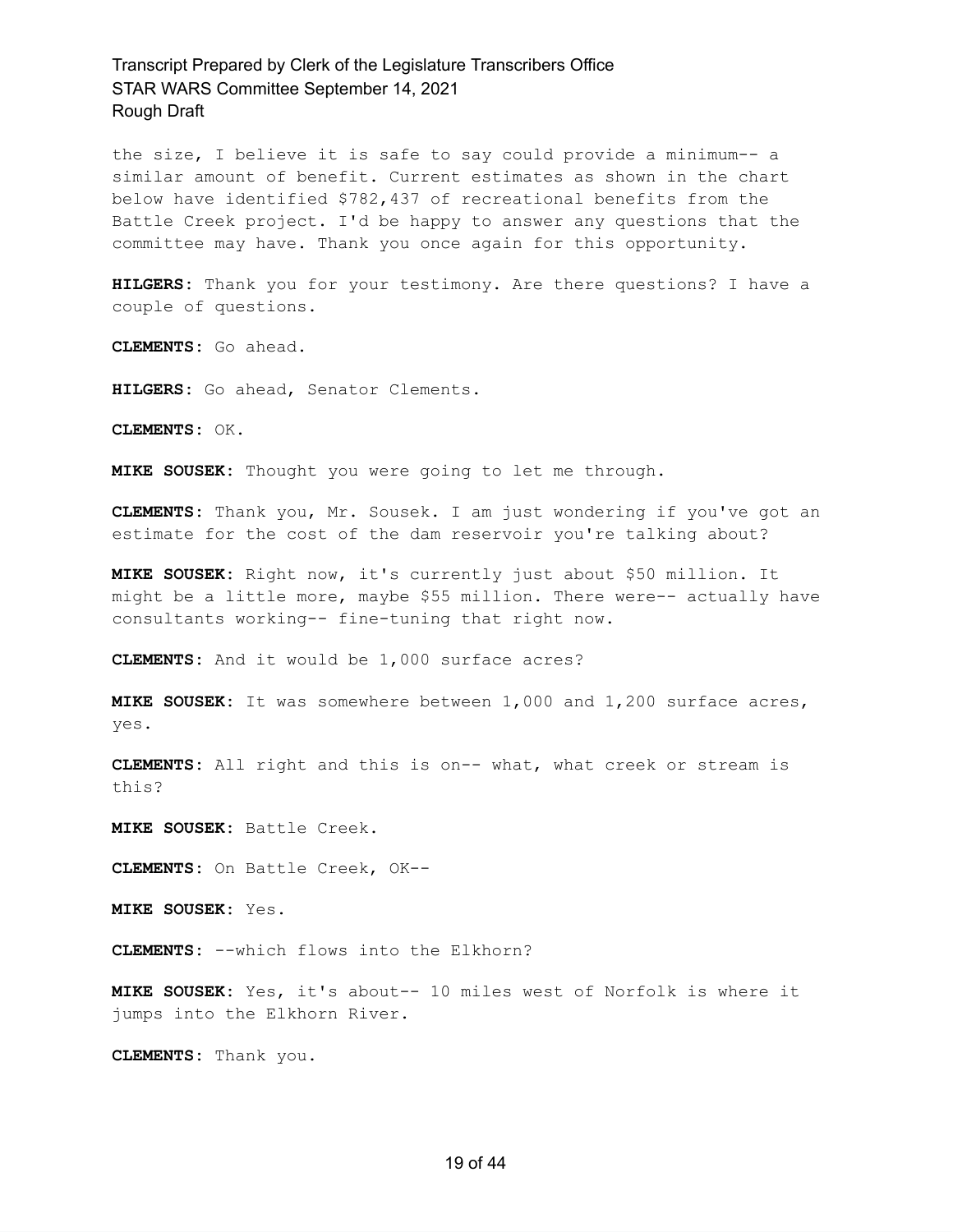the size, I believe it is safe to say could provide a minimum-- a similar amount of benefit. Current estimates as shown in the chart below have identified $782,437 of recreational benefits from the Battle Creek project. I'd be happy to answer any questions that the committee may have. Thank you once again for this opportunity.

**HILGERS:** Thank you for your testimony. Are there questions? I have a couple of questions.

**CLEMENTS:** Go ahead.

**HILGERS:** Go ahead, Senator Clements.

**CLEMENTS:** OK.

**MIKE SOUSEK:** Thought you were going to let me through.

**CLEMENTS:** Thank you, Mr. Sousek. I am just wondering if you've got an estimate for the cost of the dam reservoir you're talking about?

**MIKE SOUSEK:** Right now, it's currently just about $50 million. It might be a little more, maybe $55 million. There were-- actually have consultants working-- fine-tuning that right now.

**CLEMENTS:** And it would be 1,000 surface acres?

**MIKE SOUSEK:** It was somewhere between 1,000 and 1,200 surface acres, yes.

**CLEMENTS:** All right and this is on-- what, what creek or stream is this?

**MIKE SOUSEK:** Battle Creek.

**CLEMENTS:** On Battle Creek, OK--

**MIKE SOUSEK:** Yes.

**CLEMENTS:** --which flows into the Elkhorn?

**MIKE SOUSEK:** Yes, it's about-- 10 miles west of Norfolk is where it jumps into the Elkhorn River.

**CLEMENTS:** Thank you.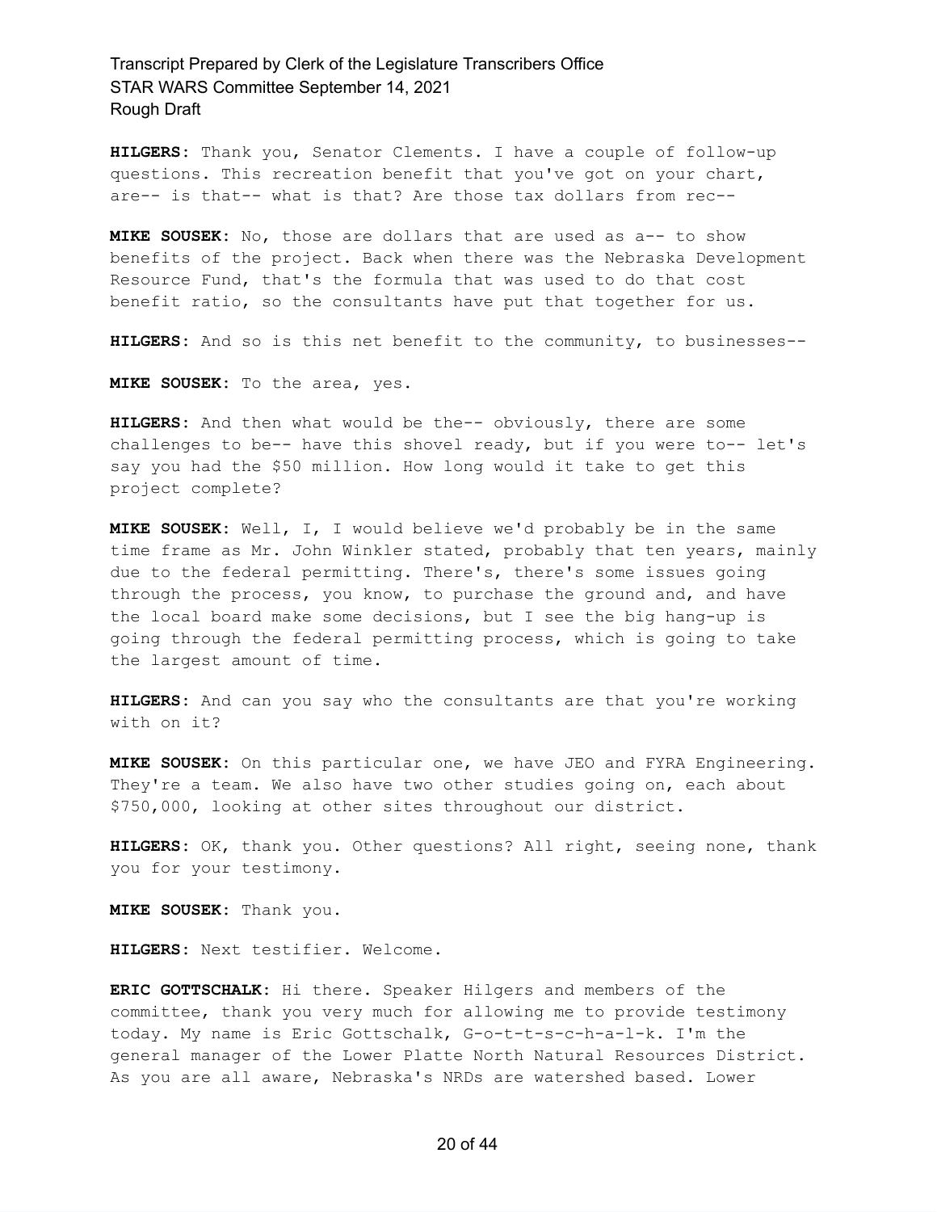**HILGERS:** Thank you, Senator Clements. I have a couple of follow-up questions. This recreation benefit that you've got on your chart, are-- is that-- what is that? Are those tax dollars from rec--

**MIKE SOUSEK:** No, those are dollars that are used as a-- to show benefits of the project. Back when there was the Nebraska Development Resource Fund, that's the formula that was used to do that cost benefit ratio, so the consultants have put that together for us.

**HILGERS:** And so is this net benefit to the community, to businesses--

**MIKE SOUSEK:** To the area, yes.

**HILGERS:** And then what would be the-- obviously, there are some challenges to be-- have this shovel ready, but if you were to-- let's say you had the $50 million. How long would it take to get this project complete?

**MIKE SOUSEK:** Well, I, I would believe we'd probably be in the same time frame as Mr. John Winkler stated, probably that ten years, mainly due to the federal permitting. There's, there's some issues going through the process, you know, to purchase the ground and, and have the local board make some decisions, but I see the big hang-up is going through the federal permitting process, which is going to take the largest amount of time.

**HILGERS:** And can you say who the consultants are that you're working with on it?

**MIKE SOUSEK:** On this particular one, we have JEO and FYRA Engineering. They're a team. We also have two other studies going on, each about $750,000, looking at other sites throughout our district.

**HILGERS:** OK, thank you. Other questions? All right, seeing none, thank you for your testimony.

**MIKE SOUSEK:** Thank you.

**HILGERS:** Next testifier. Welcome.

**ERIC GOTTSCHALK:** Hi there. Speaker Hilgers and members of the committee, thank you very much for allowing me to provide testimony today. My name is Eric Gottschalk, G-o-t-t-s-c-h-a-l-k. I'm the general manager of the Lower Platte North Natural Resources District. As you are all aware, Nebraska's NRDs are watershed based. Lower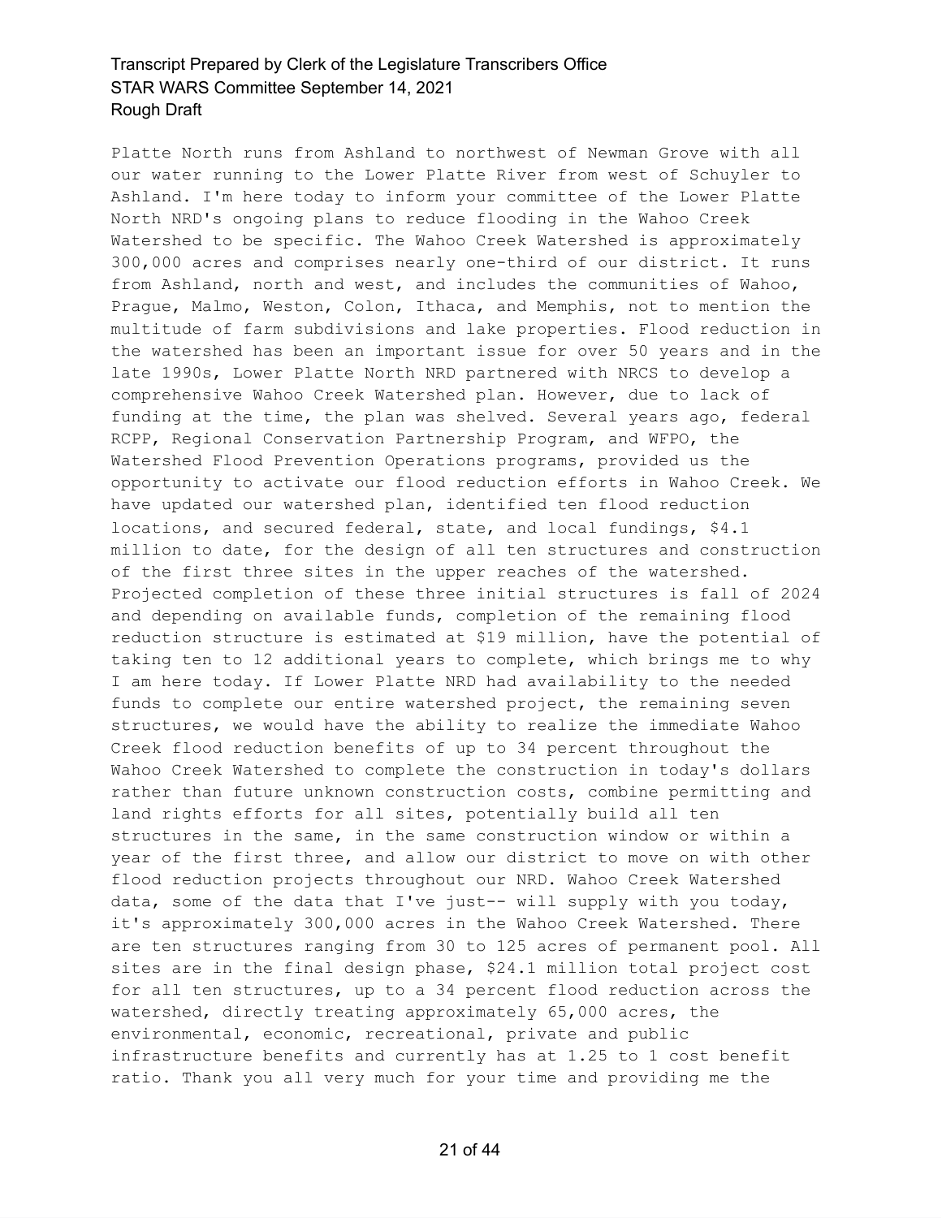Platte North runs from Ashland to northwest of Newman Grove with all our water running to the Lower Platte River from west of Schuyler to Ashland. I'm here today to inform your committee of the Lower Platte North NRD's ongoing plans to reduce flooding in the Wahoo Creek Watershed to be specific. The Wahoo Creek Watershed is approximately 300,000 acres and comprises nearly one-third of our district. It runs from Ashland, north and west, and includes the communities of Wahoo, Prague, Malmo, Weston, Colon, Ithaca, and Memphis, not to mention the multitude of farm subdivisions and lake properties. Flood reduction in the watershed has been an important issue for over 50 years and in the late 1990s, Lower Platte North NRD partnered with NRCS to develop a comprehensive Wahoo Creek Watershed plan. However, due to lack of funding at the time, the plan was shelved. Several years ago, federal RCPP, Regional Conservation Partnership Program, and WFPO, the Watershed Flood Prevention Operations programs, provided us the opportunity to activate our flood reduction efforts in Wahoo Creek. We have updated our watershed plan, identified ten flood reduction locations, and secured federal, state, and local fundings, $4.1 million to date, for the design of all ten structures and construction of the first three sites in the upper reaches of the watershed. Projected completion of these three initial structures is fall of 2024 and depending on available funds, completion of the remaining flood reduction structure is estimated at $19 million, have the potential of taking ten to 12 additional years to complete, which brings me to why I am here today. If Lower Platte NRD had availability to the needed funds to complete our entire watershed project, the remaining seven structures, we would have the ability to realize the immediate Wahoo Creek flood reduction benefits of up to 34 percent throughout the Wahoo Creek Watershed to complete the construction in today's dollars rather than future unknown construction costs, combine permitting and land rights efforts for all sites, potentially build all ten structures in the same, in the same construction window or within a year of the first three, and allow our district to move on with other flood reduction projects throughout our NRD. Wahoo Creek Watershed data, some of the data that I've just-- will supply with you today, it's approximately 300,000 acres in the Wahoo Creek Watershed. There are ten structures ranging from 30 to 125 acres of permanent pool. All sites are in the final design phase, $24.1 million total project cost for all ten structures, up to a 34 percent flood reduction across the watershed, directly treating approximately 65,000 acres, the environmental, economic, recreational, private and public infrastructure benefits and currently has at 1.25 to 1 cost benefit ratio. Thank you all very much for your time and providing me the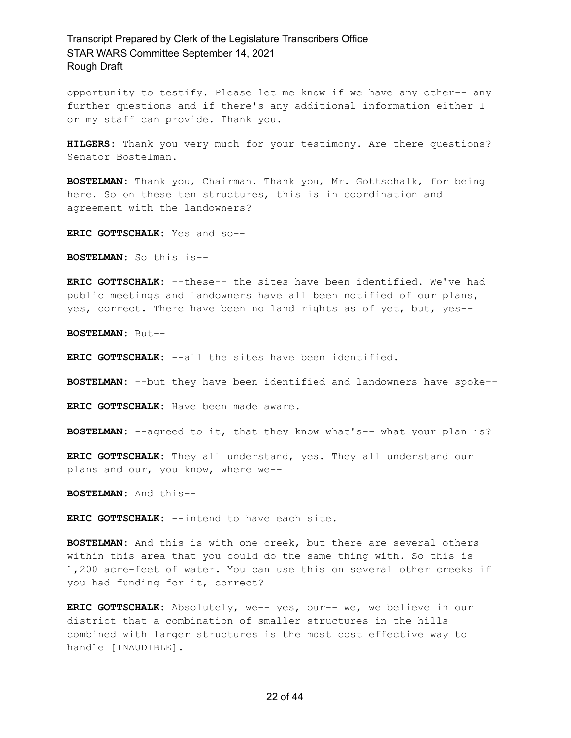opportunity to testify. Please let me know if we have any other-- any further questions and if there's any additional information either I or my staff can provide. Thank you.

**HILGERS:** Thank you very much for your testimony. Are there questions? Senator Bostelman.

**BOSTELMAN:** Thank you, Chairman. Thank you, Mr. Gottschalk, for being here. So on these ten structures, this is in coordination and agreement with the landowners?

**ERIC GOTTSCHALK:** Yes and so--

**BOSTELMAN:** So this is--

**ERIC GOTTSCHALK:** --these-- the sites have been identified. We've had public meetings and landowners have all been notified of our plans, yes, correct. There have been no land rights as of yet, but, yes--

**BOSTELMAN:** But--

**ERIC GOTTSCHALK:** --all the sites have been identified.

**BOSTELMAN:** --but they have been identified and landowners have spoke--

**ERIC GOTTSCHALK:** Have been made aware.

**BOSTELMAN:** --agreed to it, that they know what's-- what your plan is?

**ERIC GOTTSCHALK:** They all understand, yes. They all understand our plans and our, you know, where we--

**BOSTELMAN:** And this--

**ERIC GOTTSCHALK:** --intend to have each site.

**BOSTELMAN:** And this is with one creek, but there are several others within this area that you could do the same thing with. So this is 1,200 acre-feet of water. You can use this on several other creeks if you had funding for it, correct?

**ERIC GOTTSCHALK:** Absolutely, we-- yes, our-- we, we believe in our district that a combination of smaller structures in the hills combined with larger structures is the most cost effective way to handle [INAUDIBLE].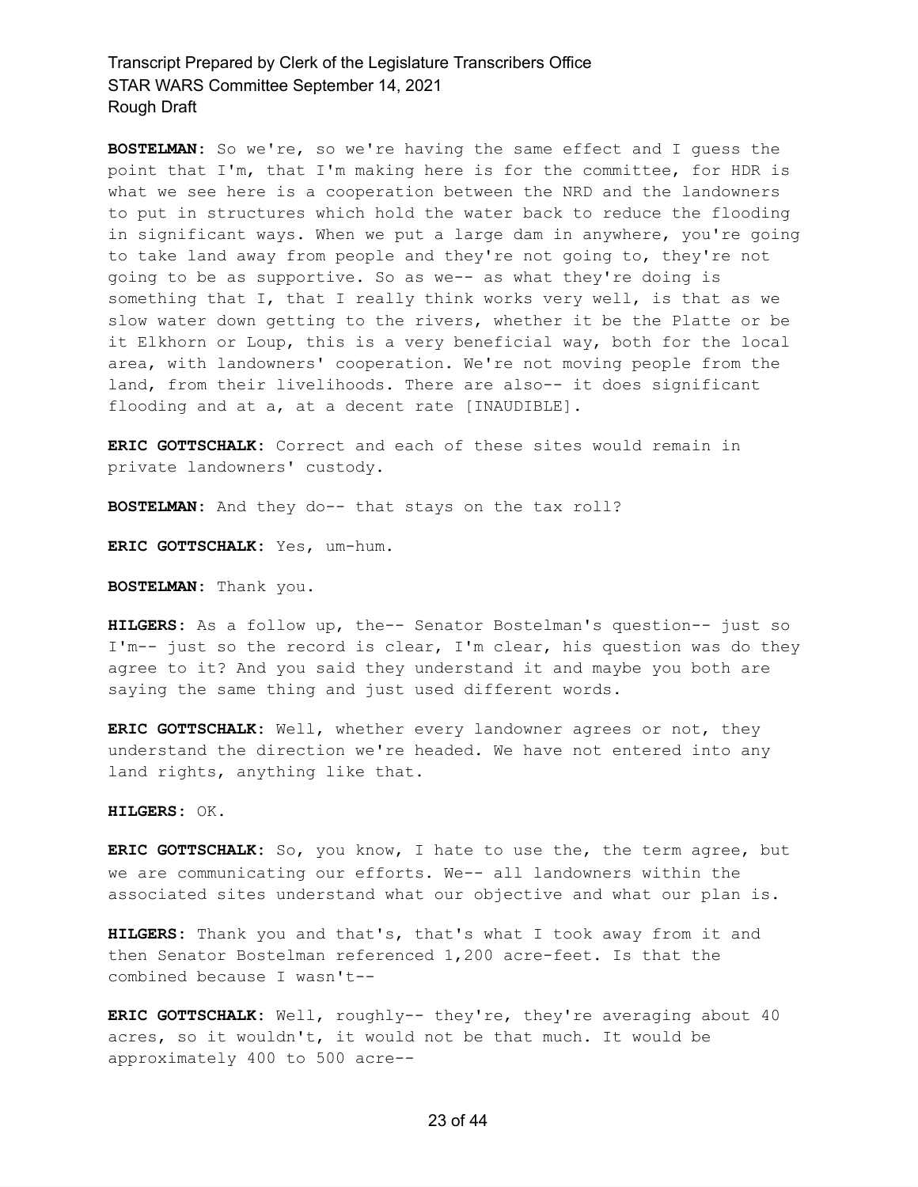**BOSTELMAN:** So we're, so we're having the same effect and I guess the point that I'm, that I'm making here is for the committee, for HDR is what we see here is a cooperation between the NRD and the landowners to put in structures which hold the water back to reduce the flooding in significant ways. When we put a large dam in anywhere, you're going to take land away from people and they're not going to, they're not going to be as supportive. So as we-- as what they're doing is something that I, that I really think works very well, is that as we slow water down getting to the rivers, whether it be the Platte or be it Elkhorn or Loup, this is a very beneficial way, both for the local area, with landowners' cooperation. We're not moving people from the land, from their livelihoods. There are also-- it does significant flooding and at a, at a decent rate [INAUDIBLE].

**ERIC GOTTSCHALK:** Correct and each of these sites would remain in private landowners' custody.

**BOSTELMAN:** And they do-- that stays on the tax roll?

**ERIC GOTTSCHALK:** Yes, um-hum.

**BOSTELMAN:** Thank you.

**HILGERS:** As a follow up, the-- Senator Bostelman's question-- just so I'm-- just so the record is clear, I'm clear, his question was do they agree to it? And you said they understand it and maybe you both are saying the same thing and just used different words.

**ERIC GOTTSCHALK:** Well, whether every landowner agrees or not, they understand the direction we're headed. We have not entered into any land rights, anything like that.

**HILGERS:** OK.

**ERIC GOTTSCHALK:** So, you know, I hate to use the, the term agree, but we are communicating our efforts. We-- all landowners within the associated sites understand what our objective and what our plan is.

**HILGERS:** Thank you and that's, that's what I took away from it and then Senator Bostelman referenced 1,200 acre-feet. Is that the combined because I wasn't--

**ERIC GOTTSCHALK:** Well, roughly-- they're, they're averaging about 40 acres, so it wouldn't, it would not be that much. It would be approximately 400 to 500 acre--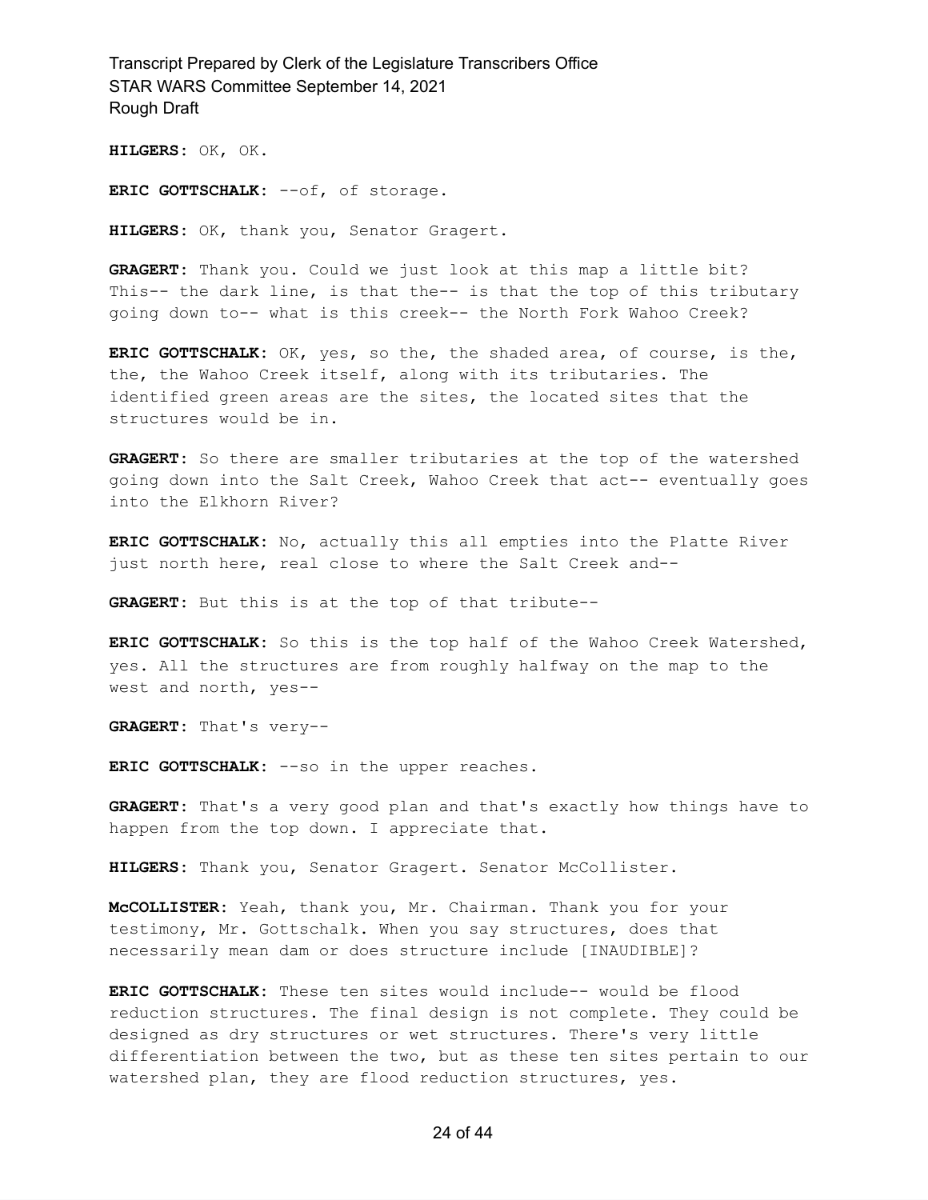**HILGERS:** OK, OK.

**ERIC GOTTSCHALK:** --of, of storage.

**HILGERS:** OK, thank you, Senator Gragert.

**GRAGERT:** Thank you. Could we just look at this map a little bit? This-- the dark line, is that the-- is that the top of this tributary going down to-- what is this creek-- the North Fork Wahoo Creek?

**ERIC GOTTSCHALK:** OK, yes, so the, the shaded area, of course, is the, the, the Wahoo Creek itself, along with its tributaries. The identified green areas are the sites, the located sites that the structures would be in.

**GRAGERT:** So there are smaller tributaries at the top of the watershed going down into the Salt Creek, Wahoo Creek that act-- eventually goes into the Elkhorn River?

**ERIC GOTTSCHALK:** No, actually this all empties into the Platte River just north here, real close to where the Salt Creek and--

**GRAGERT:** But this is at the top of that tribute--

**ERIC GOTTSCHALK:** So this is the top half of the Wahoo Creek Watershed, yes. All the structures are from roughly halfway on the map to the west and north, yes--

**GRAGERT:** That's very--

**ERIC GOTTSCHALK:** --so in the upper reaches.

**GRAGERT:** That's a very good plan and that's exactly how things have to happen from the top down. I appreciate that.

**HILGERS:** Thank you, Senator Gragert. Senator McCollister.

**McCOLLISTER:** Yeah, thank you, Mr. Chairman. Thank you for your testimony, Mr. Gottschalk. When you say structures, does that necessarily mean dam or does structure include [INAUDIBLE]?

**ERIC GOTTSCHALK:** These ten sites would include-- would be flood reduction structures. The final design is not complete. They could be designed as dry structures or wet structures. There's very little differentiation between the two, but as these ten sites pertain to our watershed plan, they are flood reduction structures, yes.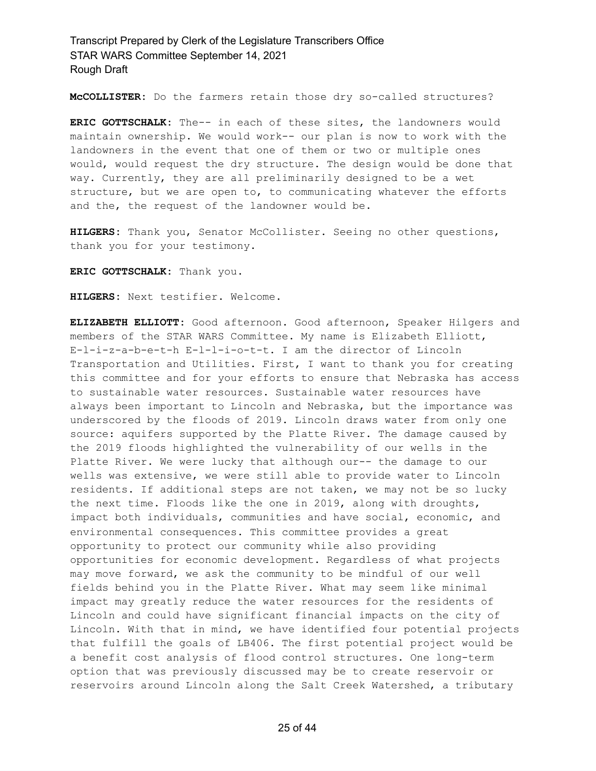**McCOLLISTER:** Do the farmers retain those dry so-called structures?

**ERIC GOTTSCHALK:** The-- in each of these sites, the landowners would maintain ownership. We would work-- our plan is now to work with the landowners in the event that one of them or two or multiple ones would, would request the dry structure. The design would be done that way. Currently, they are all preliminarily designed to be a wet structure, but we are open to, to communicating whatever the efforts and the, the request of the landowner would be.

**HILGERS:** Thank you, Senator McCollister. Seeing no other questions, thank you for your testimony.

**ERIC GOTTSCHALK:** Thank you.

**HILGERS:** Next testifier. Welcome.

**ELIZABETH ELLIOTT:** Good afternoon. Good afternoon, Speaker Hilgers and members of the STAR WARS Committee. My name is Elizabeth Elliott, E-l-i-z-a-b-e-t-h E-l-l-i-o-t-t. I am the director of Lincoln Transportation and Utilities. First, I want to thank you for creating this committee and for your efforts to ensure that Nebraska has access to sustainable water resources. Sustainable water resources have always been important to Lincoln and Nebraska, but the importance was underscored by the floods of 2019. Lincoln draws water from only one source: aquifers supported by the Platte River. The damage caused by the 2019 floods highlighted the vulnerability of our wells in the Platte River. We were lucky that although our-- the damage to our wells was extensive, we were still able to provide water to Lincoln residents. If additional steps are not taken, we may not be so lucky the next time. Floods like the one in 2019, along with droughts, impact both individuals, communities and have social, economic, and environmental consequences. This committee provides a great opportunity to protect our community while also providing opportunities for economic development. Regardless of what projects may move forward, we ask the community to be mindful of our well fields behind you in the Platte River. What may seem like minimal impact may greatly reduce the water resources for the residents of Lincoln and could have significant financial impacts on the city of Lincoln. With that in mind, we have identified four potential projects that fulfill the goals of LB406. The first potential project would be a benefit cost analysis of flood control structures. One long-term option that was previously discussed may be to create reservoir or reservoirs around Lincoln along the Salt Creek Watershed, a tributary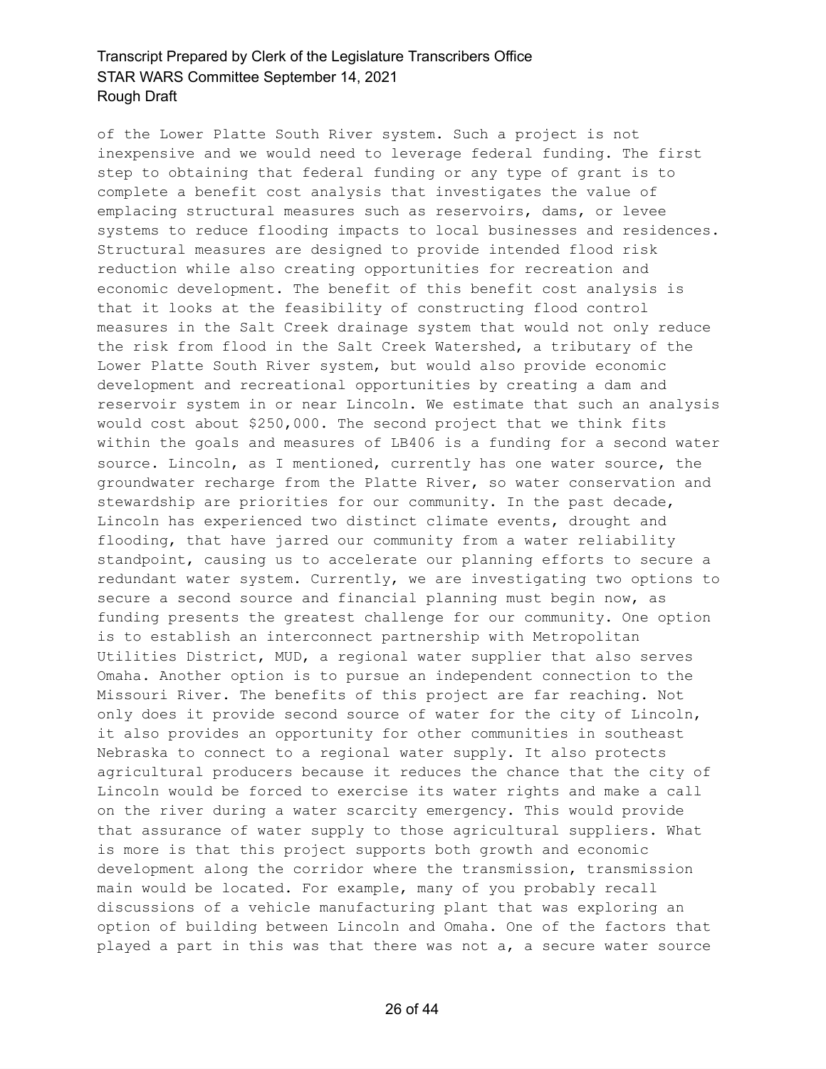of the Lower Platte South River system. Such a project is not inexpensive and we would need to leverage federal funding. The first step to obtaining that federal funding or any type of grant is to complete a benefit cost analysis that investigates the value of emplacing structural measures such as reservoirs, dams, or levee systems to reduce flooding impacts to local businesses and residences. Structural measures are designed to provide intended flood risk reduction while also creating opportunities for recreation and economic development. The benefit of this benefit cost analysis is that it looks at the feasibility of constructing flood control measures in the Salt Creek drainage system that would not only reduce the risk from flood in the Salt Creek Watershed, a tributary of the Lower Platte South River system, but would also provide economic development and recreational opportunities by creating a dam and reservoir system in or near Lincoln. We estimate that such an analysis would cost about $250,000. The second project that we think fits within the goals and measures of LB406 is a funding for a second water source. Lincoln, as I mentioned, currently has one water source, the groundwater recharge from the Platte River, so water conservation and stewardship are priorities for our community. In the past decade, Lincoln has experienced two distinct climate events, drought and flooding, that have jarred our community from a water reliability standpoint, causing us to accelerate our planning efforts to secure a redundant water system. Currently, we are investigating two options to secure a second source and financial planning must begin now, as funding presents the greatest challenge for our community. One option is to establish an interconnect partnership with Metropolitan Utilities District, MUD, a regional water supplier that also serves Omaha. Another option is to pursue an independent connection to the Missouri River. The benefits of this project are far reaching. Not only does it provide second source of water for the city of Lincoln, it also provides an opportunity for other communities in southeast Nebraska to connect to a regional water supply. It also protects agricultural producers because it reduces the chance that the city of Lincoln would be forced to exercise its water rights and make a call on the river during a water scarcity emergency. This would provide that assurance of water supply to those agricultural suppliers. What is more is that this project supports both growth and economic development along the corridor where the transmission, transmission main would be located. For example, many of you probably recall discussions of a vehicle manufacturing plant that was exploring an option of building between Lincoln and Omaha. One of the factors that played a part in this was that there was not a, a secure water source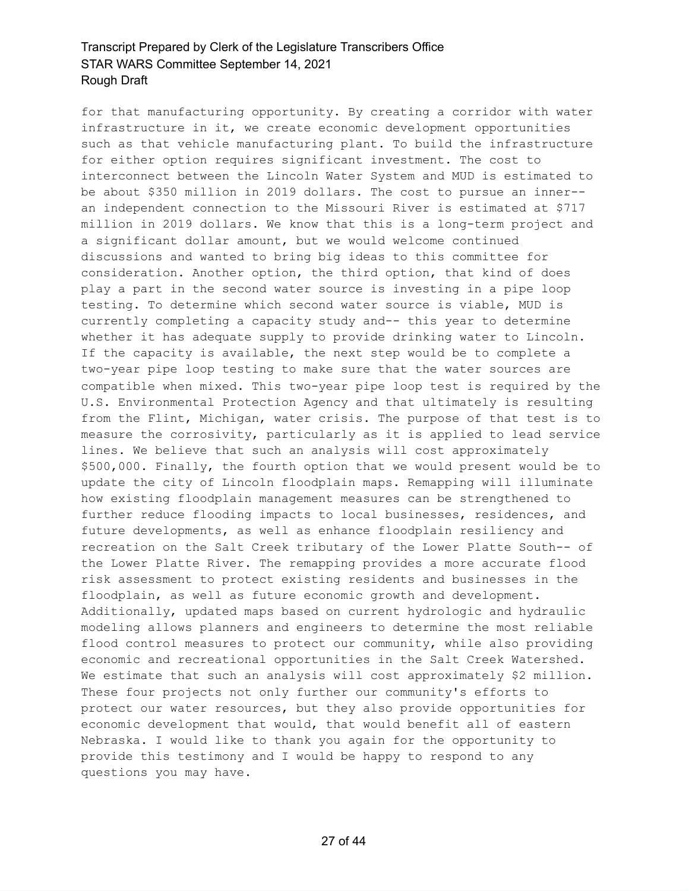for that manufacturing opportunity. By creating a corridor with water infrastructure in it, we create economic development opportunities such as that vehicle manufacturing plant. To build the infrastructure for either option requires significant investment. The cost to interconnect between the Lincoln Water System and MUD is estimated to be about $350 million in 2019 dollars. The cost to pursue an inner-- an independent connection to the Missouri River is estimated at $717 million in 2019 dollars. We know that this is a long-term project and a significant dollar amount, but we would welcome continued discussions and wanted to bring big ideas to this committee for consideration. Another option, the third option, that kind of does play a part in the second water source is investing in a pipe loop testing. To determine which second water source is viable, MUD is currently completing a capacity study and-- this year to determine whether it has adequate supply to provide drinking water to Lincoln. If the capacity is available, the next step would be to complete a two-year pipe loop testing to make sure that the water sources are compatible when mixed. This two-year pipe loop test is required by the U.S. Environmental Protection Agency and that ultimately is resulting from the Flint, Michigan, water crisis. The purpose of that test is to measure the corrosivity, particularly as it is applied to lead service lines. We believe that such an analysis will cost approximately $500,000. Finally, the fourth option that we would present would be to update the city of Lincoln floodplain maps. Remapping will illuminate how existing floodplain management measures can be strengthened to further reduce flooding impacts to local businesses, residences, and future developments, as well as enhance floodplain resiliency and recreation on the Salt Creek tributary of the Lower Platte South-- of the Lower Platte River. The remapping provides a more accurate flood risk assessment to protect existing residents and businesses in the floodplain, as well as future economic growth and development. Additionally, updated maps based on current hydrologic and hydraulic modeling allows planners and engineers to determine the most reliable flood control measures to protect our community, while also providing economic and recreational opportunities in the Salt Creek Watershed. We estimate that such an analysis will cost approximately $2 million. These four projects not only further our community's efforts to protect our water resources, but they also provide opportunities for economic development that would, that would benefit all of eastern Nebraska. I would like to thank you again for the opportunity to provide this testimony and I would be happy to respond to any questions you may have.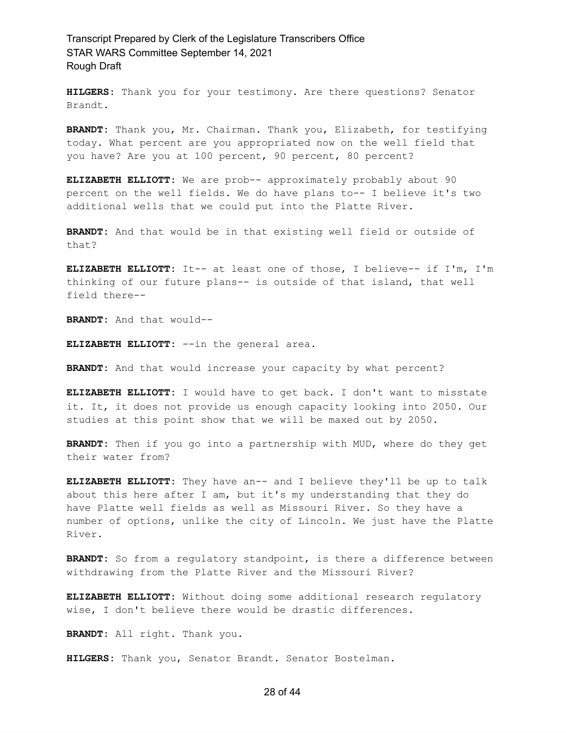**HILGERS:** Thank you for your testimony. Are there questions? Senator Brandt.

**BRANDT:** Thank you, Mr. Chairman. Thank you, Elizabeth, for testifying today. What percent are you appropriated now on the well field that you have? Are you at 100 percent, 90 percent, 80 percent?

**ELIZABETH ELLIOTT:** We are prob-- approximately probably about 90 percent on the well fields. We do have plans to-- I believe it's two additional wells that we could put into the Platte River.

**BRANDT:** And that would be in that existing well field or outside of that?

**ELIZABETH ELLIOTT:** It-- at least one of those, I believe-- if I'm, I'm thinking of our future plans-- is outside of that island, that well field there--

**BRANDT:** And that would--

**ELIZABETH ELLIOTT:** --in the general area.

**BRANDT:** And that would increase your capacity by what percent?

**ELIZABETH ELLIOTT:** I would have to get back. I don't want to misstate it. It, it does not provide us enough capacity looking into 2050. Our studies at this point show that we will be maxed out by 2050.

**BRANDT:** Then if you go into a partnership with MUD, where do they get their water from?

**ELIZABETH ELLIOTT:** They have an-- and I believe they'll be up to talk about this here after I am, but it's my understanding that they do have Platte well fields as well as Missouri River. So they have a number of options, unlike the city of Lincoln. We just have the Platte River.

**BRANDT:** So from a regulatory standpoint, is there a difference between withdrawing from the Platte River and the Missouri River?

**ELIZABETH ELLIOTT:** Without doing some additional research regulatory wise, I don't believe there would be drastic differences.

**BRANDT:** All right. Thank you.

**HILGERS:** Thank you, Senator Brandt. Senator Bostelman.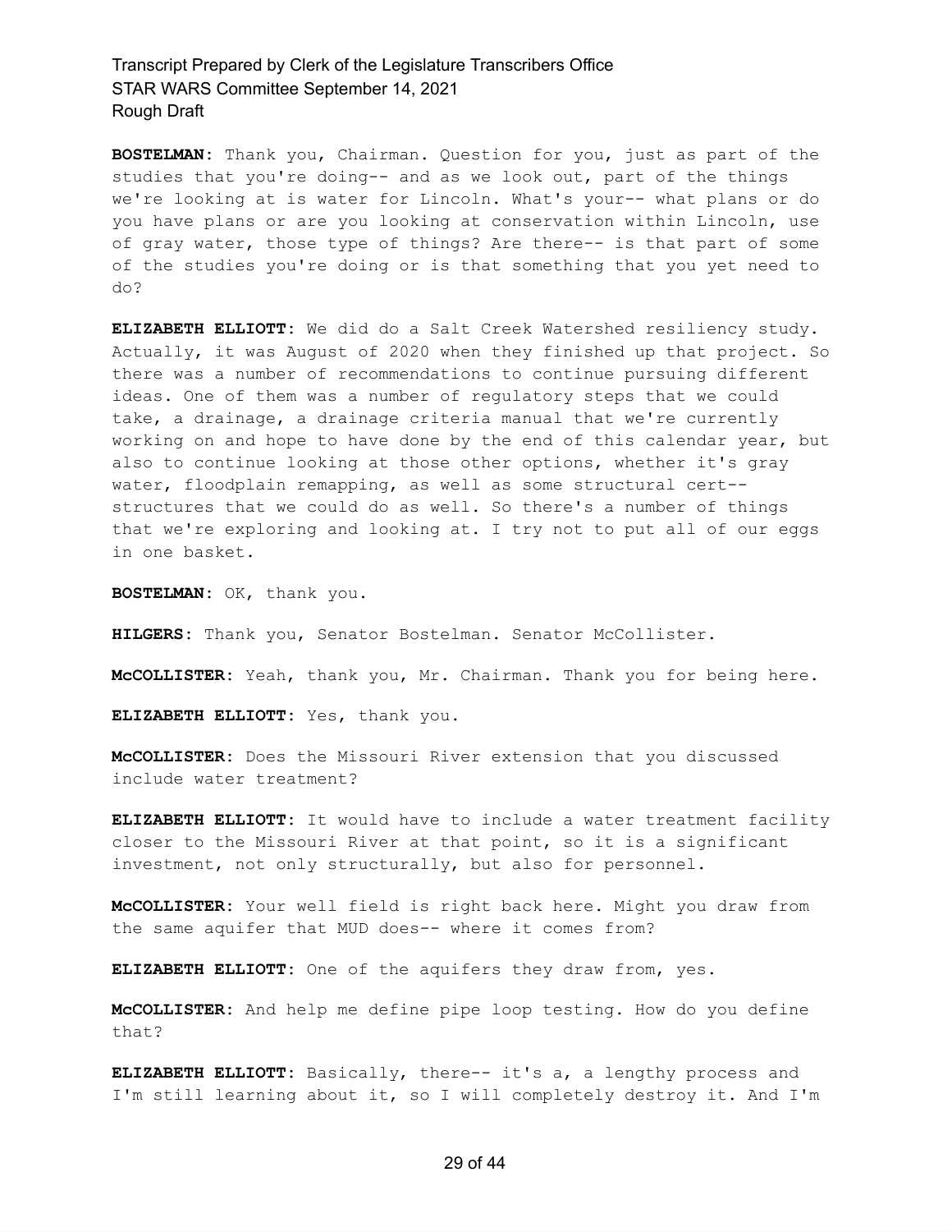**BOSTELMAN:** Thank you, Chairman. Question for you, just as part of the studies that you're doing-- and as we look out, part of the things we're looking at is water for Lincoln. What's your-- what plans or do you have plans or are you looking at conservation within Lincoln, use of gray water, those type of things? Are there-- is that part of some of the studies you're doing or is that something that you yet need to do?

**ELIZABETH ELLIOTT:** We did do a Salt Creek Watershed resiliency study. Actually, it was August of 2020 when they finished up that project. So there was a number of recommendations to continue pursuing different ideas. One of them was a number of regulatory steps that we could take, a drainage, a drainage criteria manual that we're currently working on and hope to have done by the end of this calendar year, but also to continue looking at those other options, whether it's gray water, floodplain remapping, as well as some structural cert-- structures that we could do as well. So there's a number of things that we're exploring and looking at. I try not to put all of our eggs in one basket.

**BOSTELMAN:** OK, thank you.

**HILGERS:** Thank you, Senator Bostelman. Senator McCollister.

**McCOLLISTER:** Yeah, thank you, Mr. Chairman. Thank you for being here.

**ELIZABETH ELLIOTT:** Yes, thank you.

**McCOLLISTER:** Does the Missouri River extension that you discussed include water treatment?

**ELIZABETH ELLIOTT:** It would have to include a water treatment facility closer to the Missouri River at that point, so it is a significant investment, not only structurally, but also for personnel.

**McCOLLISTER:** Your well field is right back here. Might you draw from the same aquifer that MUD does-- where it comes from?

**ELIZABETH ELLIOTT:** One of the aquifers they draw from, yes.

**McCOLLISTER:** And help me define pipe loop testing. How do you define that?

**ELIZABETH ELLIOTT:** Basically, there-- it's a, a lengthy process and I'm still learning about it, so I will completely destroy it. And I'm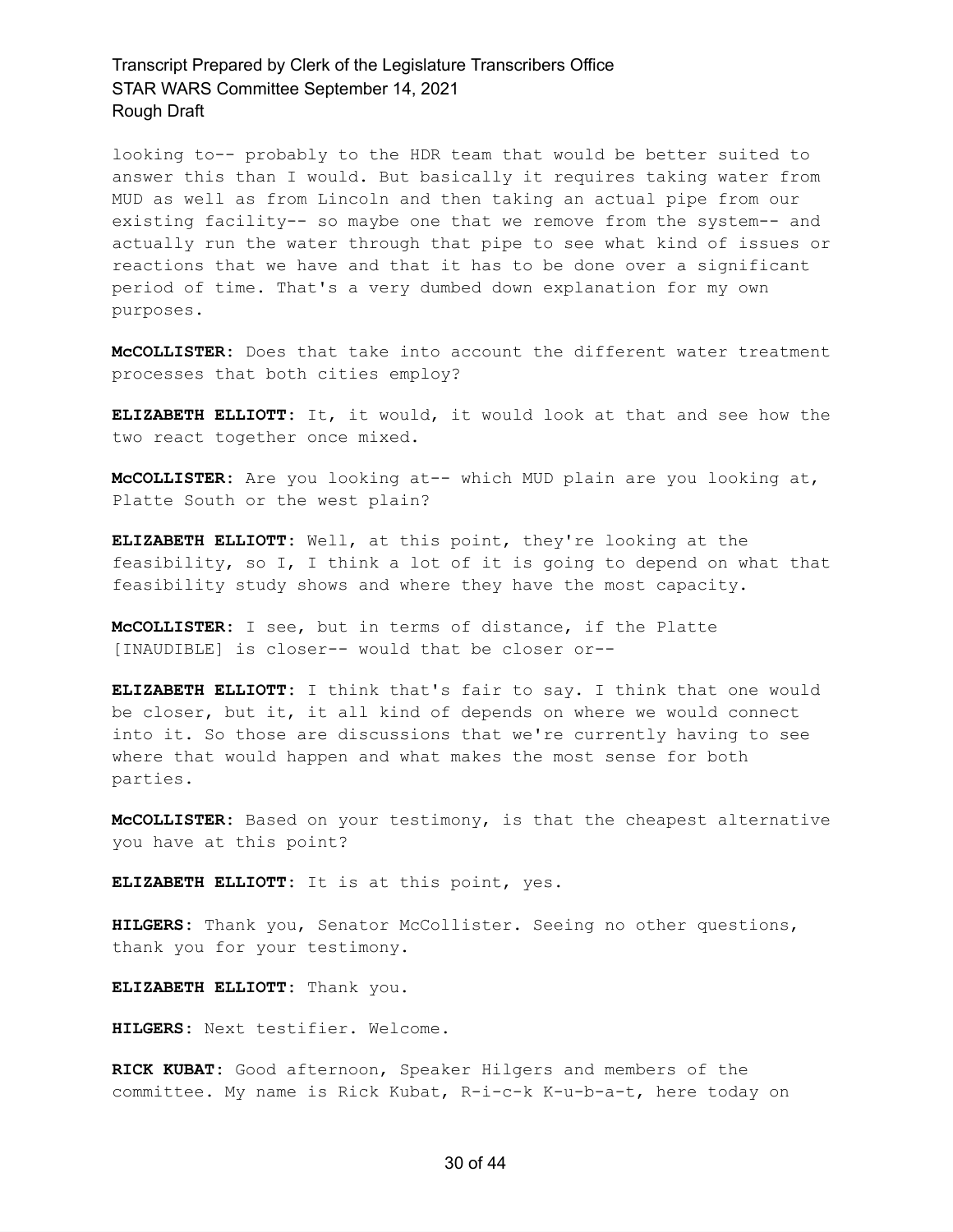looking to-- probably to the HDR team that would be better suited to answer this than I would. But basically it requires taking water from MUD as well as from Lincoln and then taking an actual pipe from our existing facility-- so maybe one that we remove from the system-- and actually run the water through that pipe to see what kind of issues or reactions that we have and that it has to be done over a significant period of time. That's a very dumbed down explanation for my own purposes.

**McCOLLISTER:** Does that take into account the different water treatment processes that both cities employ?

**ELIZABETH ELLIOTT:** It, it would, it would look at that and see how the two react together once mixed.

**McCOLLISTER:** Are you looking at-- which MUD plain are you looking at, Platte South or the west plain?

**ELIZABETH ELLIOTT:** Well, at this point, they're looking at the feasibility, so I, I think a lot of it is going to depend on what that feasibility study shows and where they have the most capacity.

**McCOLLISTER:** I see, but in terms of distance, if the Platte [INAUDIBLE] is closer-- would that be closer or--

**ELIZABETH ELLIOTT:** I think that's fair to say. I think that one would be closer, but it, it all kind of depends on where we would connect into it. So those are discussions that we're currently having to see where that would happen and what makes the most sense for both parties.

**McCOLLISTER:** Based on your testimony, is that the cheapest alternative you have at this point?

**ELIZABETH ELLIOTT:** It is at this point, yes.

**HILGERS:** Thank you, Senator McCollister. Seeing no other questions, thank you for your testimony.

**ELIZABETH ELLIOTT:** Thank you.

**HILGERS:** Next testifier. Welcome.

**RICK KUBAT:** Good afternoon, Speaker Hilgers and members of the committee. My name is Rick Kubat, R-i-c-k K-u-b-a-t, here today on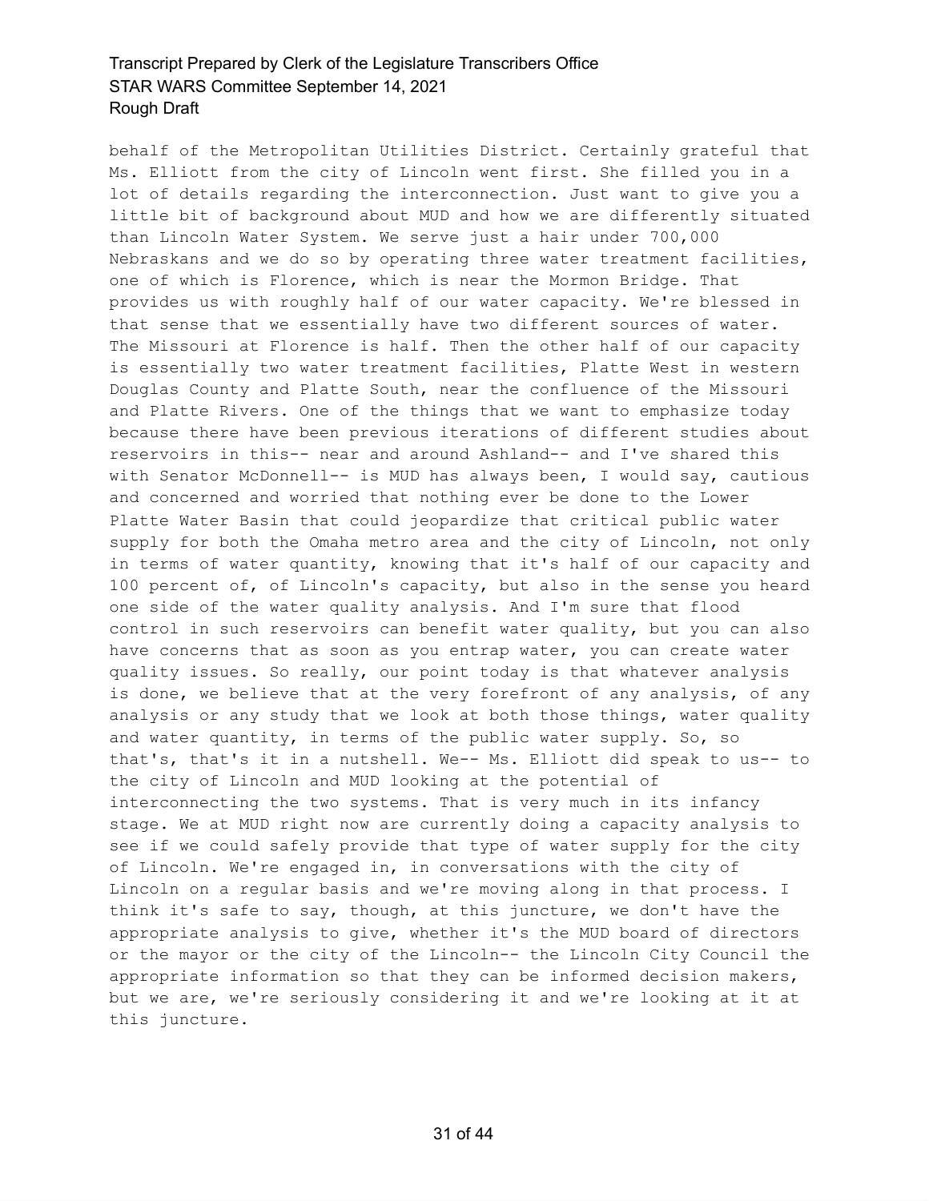behalf of the Metropolitan Utilities District. Certainly grateful that Ms. Elliott from the city of Lincoln went first. She filled you in a lot of details regarding the interconnection. Just want to give you a little bit of background about MUD and how we are differently situated than Lincoln Water System. We serve just a hair under 700,000 Nebraskans and we do so by operating three water treatment facilities, one of which is Florence, which is near the Mormon Bridge. That provides us with roughly half of our water capacity. We're blessed in that sense that we essentially have two different sources of water. The Missouri at Florence is half. Then the other half of our capacity is essentially two water treatment facilities, Platte West in western Douglas County and Platte South, near the confluence of the Missouri and Platte Rivers. One of the things that we want to emphasize today because there have been previous iterations of different studies about reservoirs in this-- near and around Ashland-- and I've shared this with Senator McDonnell-- is MUD has always been, I would say, cautious and concerned and worried that nothing ever be done to the Lower Platte Water Basin that could jeopardize that critical public water supply for both the Omaha metro area and the city of Lincoln, not only in terms of water quantity, knowing that it's half of our capacity and 100 percent of, of Lincoln's capacity, but also in the sense you heard one side of the water quality analysis. And I'm sure that flood control in such reservoirs can benefit water quality, but you can also have concerns that as soon as you entrap water, you can create water quality issues. So really, our point today is that whatever analysis is done, we believe that at the very forefront of any analysis, of any analysis or any study that we look at both those things, water quality and water quantity, in terms of the public water supply. So, so that's, that's it in a nutshell. We-- Ms. Elliott did speak to us-- to the city of Lincoln and MUD looking at the potential of interconnecting the two systems. That is very much in its infancy stage. We at MUD right now are currently doing a capacity analysis to see if we could safely provide that type of water supply for the city of Lincoln. We're engaged in, in conversations with the city of Lincoln on a regular basis and we're moving along in that process. I think it's safe to say, though, at this juncture, we don't have the appropriate analysis to give, whether it's the MUD board of directors or the mayor or the city of the Lincoln-- the Lincoln City Council the appropriate information so that they can be informed decision makers, but we are, we're seriously considering it and we're looking at it at this juncture.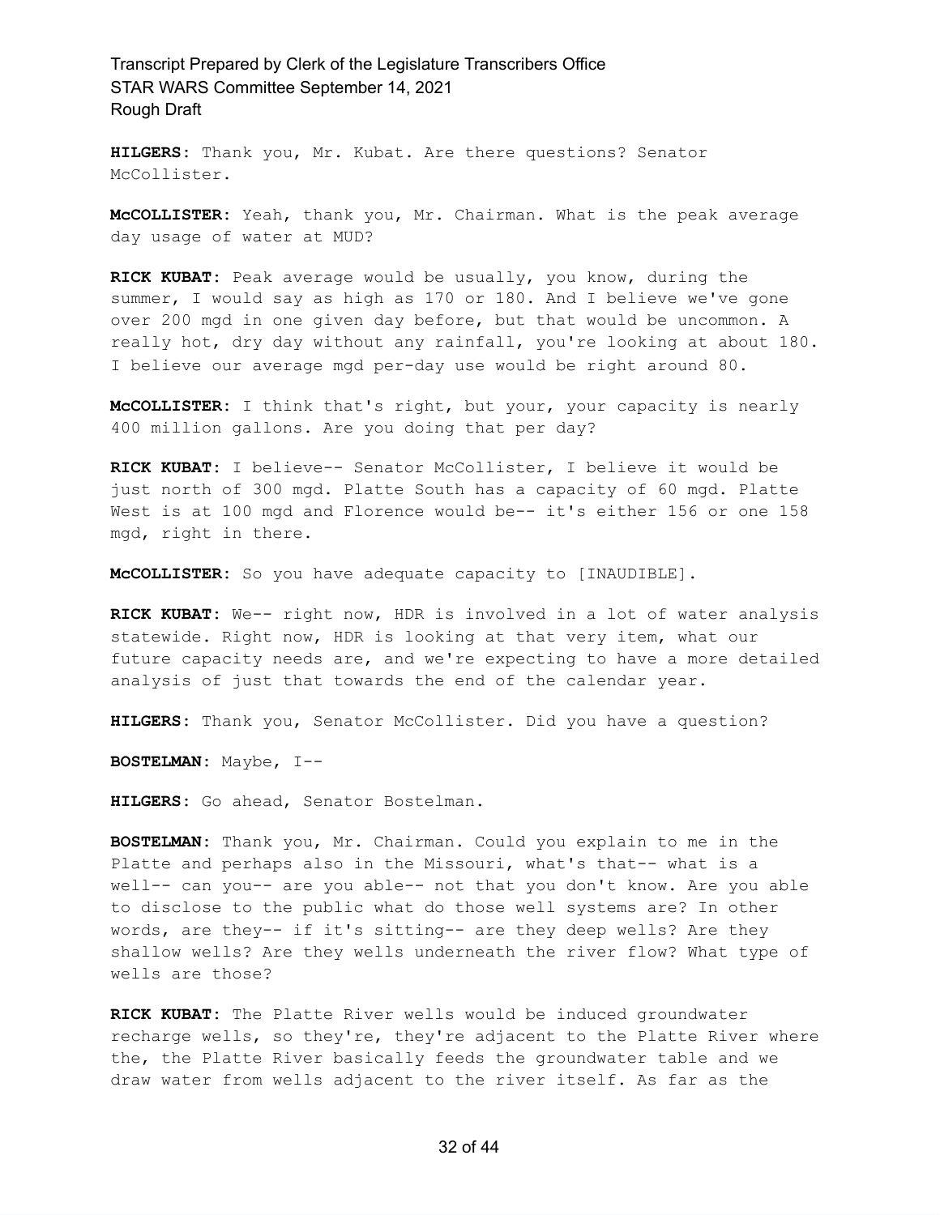**HILGERS:** Thank you, Mr. Kubat. Are there questions? Senator McCollister.

**McCOLLISTER:** Yeah, thank you, Mr. Chairman. What is the peak average day usage of water at MUD?

**RICK KUBAT:** Peak average would be usually, you know, during the summer, I would say as high as 170 or 180. And I believe we've gone over 200 mgd in one given day before, but that would be uncommon. A really hot, dry day without any rainfall, you're looking at about 180. I believe our average mgd per-day use would be right around 80.

**McCOLLISTER:** I think that's right, but your, your capacity is nearly 400 million gallons. Are you doing that per day?

**RICK KUBAT:** I believe-- Senator McCollister, I believe it would be just north of 300 mgd. Platte South has a capacity of 60 mgd. Platte West is at 100 mgd and Florence would be-- it's either 156 or one 158 mgd, right in there.

**McCOLLISTER:** So you have adequate capacity to [INAUDIBLE].

**RICK KUBAT:** We-- right now, HDR is involved in a lot of water analysis statewide. Right now, HDR is looking at that very item, what our future capacity needs are, and we're expecting to have a more detailed analysis of just that towards the end of the calendar year.

**HILGERS:** Thank you, Senator McCollister. Did you have a question?

**BOSTELMAN:** Maybe, I--

**HILGERS:** Go ahead, Senator Bostelman.

**BOSTELMAN:** Thank you, Mr. Chairman. Could you explain to me in the Platte and perhaps also in the Missouri, what's that-- what is a well-- can you-- are you able-- not that you don't know. Are you able to disclose to the public what do those well systems are? In other words, are they-- if it's sitting-- are they deep wells? Are they shallow wells? Are they wells underneath the river flow? What type of wells are those?

**RICK KUBAT:** The Platte River wells would be induced groundwater recharge wells, so they're, they're adjacent to the Platte River where the, the Platte River basically feeds the groundwater table and we draw water from wells adjacent to the river itself. As far as the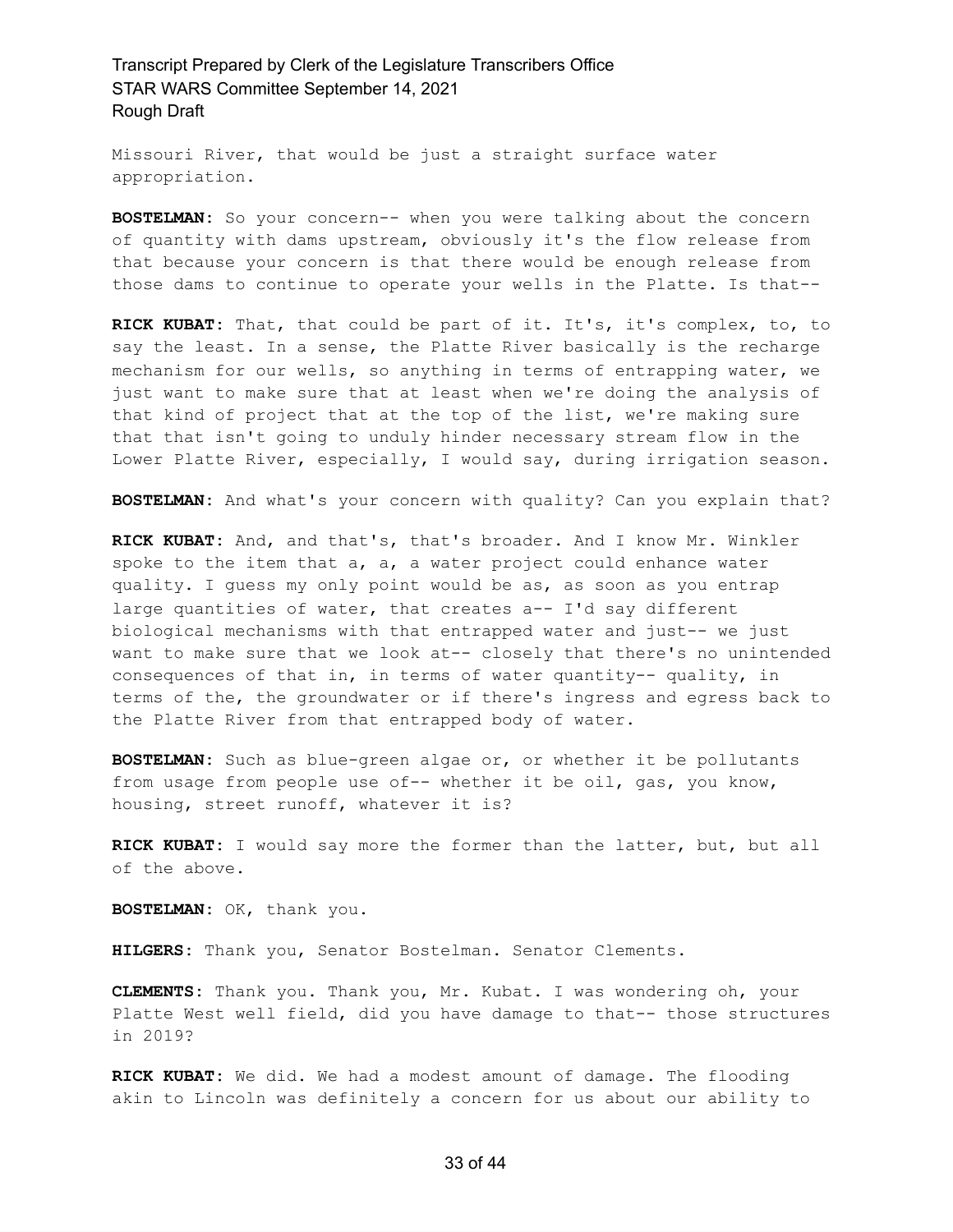Missouri River, that would be just a straight surface water appropriation.

**BOSTELMAN:** So your concern-- when you were talking about the concern of quantity with dams upstream, obviously it's the flow release from that because your concern is that there would be enough release from those dams to continue to operate your wells in the Platte. Is that--

**RICK KUBAT:** That, that could be part of it. It's, it's complex, to, to say the least. In a sense, the Platte River basically is the recharge mechanism for our wells, so anything in terms of entrapping water, we just want to make sure that at least when we're doing the analysis of that kind of project that at the top of the list, we're making sure that that isn't going to unduly hinder necessary stream flow in the Lower Platte River, especially, I would say, during irrigation season.

**BOSTELMAN:** And what's your concern with quality? Can you explain that?

**RICK KUBAT:** And, and that's, that's broader. And I know Mr. Winkler spoke to the item that a, a, a water project could enhance water quality. I guess my only point would be as, as soon as you entrap large quantities of water, that creates a-- I'd say different biological mechanisms with that entrapped water and just-- we just want to make sure that we look at-- closely that there's no unintended consequences of that in, in terms of water quantity-- quality, in terms of the, the groundwater or if there's ingress and egress back to the Platte River from that entrapped body of water.

**BOSTELMAN:** Such as blue-green algae or, or whether it be pollutants from usage from people use of-- whether it be oil, gas, you know, housing, street runoff, whatever it is?

**RICK KUBAT:** I would say more the former than the latter, but, but all of the above.

**BOSTELMAN:** OK, thank you.

**HILGERS:** Thank you, Senator Bostelman. Senator Clements.

**CLEMENTS:** Thank you. Thank you, Mr. Kubat. I was wondering oh, your Platte West well field, did you have damage to that-- those structures in 2019?

**RICK KUBAT:** We did. We had a modest amount of damage. The flooding akin to Lincoln was definitely a concern for us about our ability to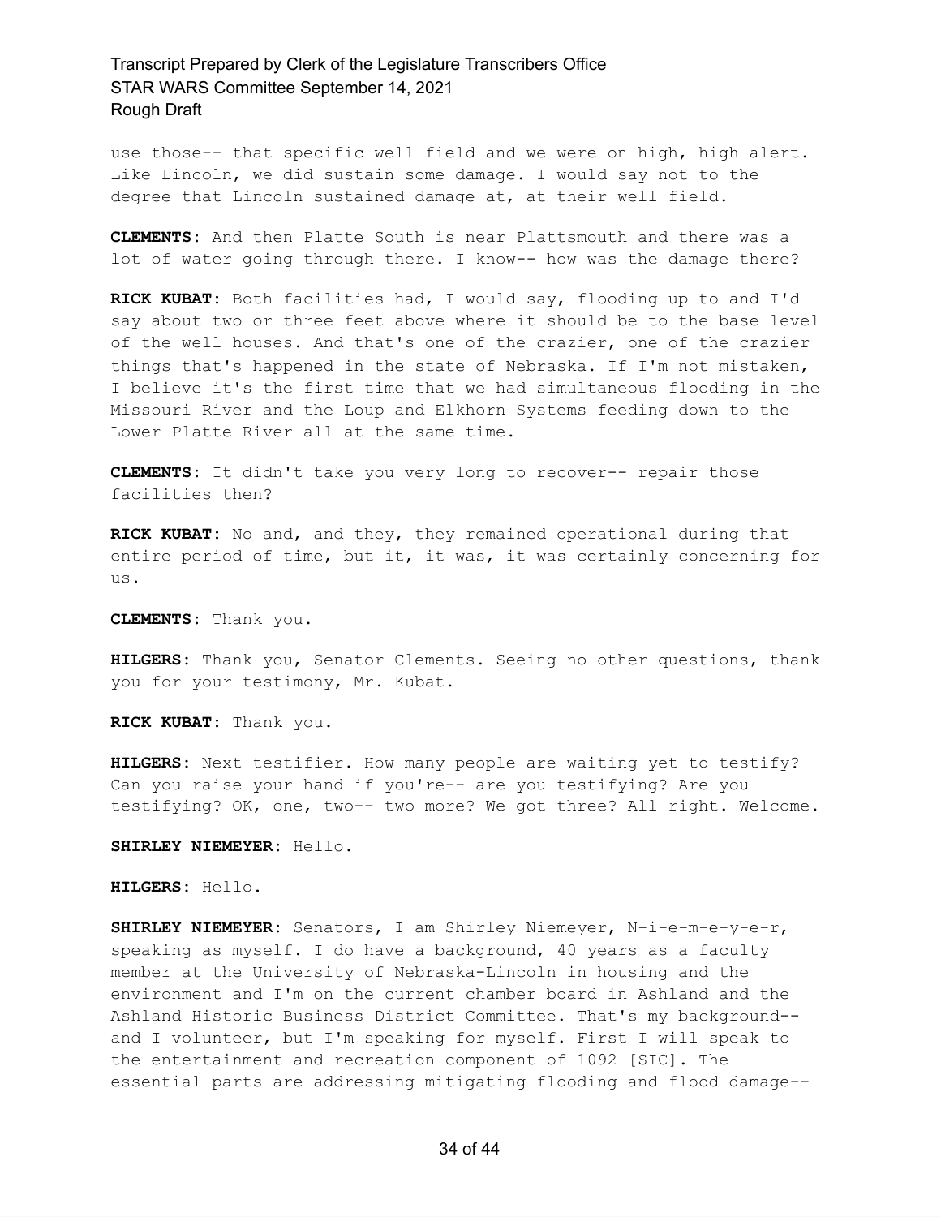use those-- that specific well field and we were on high, high alert. Like Lincoln, we did sustain some damage. I would say not to the degree that Lincoln sustained damage at, at their well field.

**CLEMENTS:** And then Platte South is near Plattsmouth and there was a lot of water going through there. I know-- how was the damage there?

**RICK KUBAT:** Both facilities had, I would say, flooding up to and I'd say about two or three feet above where it should be to the base level of the well houses. And that's one of the crazier, one of the crazier things that's happened in the state of Nebraska. If I'm not mistaken, I believe it's the first time that we had simultaneous flooding in the Missouri River and the Loup and Elkhorn Systems feeding down to the Lower Platte River all at the same time.

**CLEMENTS:** It didn't take you very long to recover-- repair those facilities then?

**RICK KUBAT:** No and, and they, they remained operational during that entire period of time, but it, it was, it was certainly concerning for us.

**CLEMENTS:** Thank you.

**HILGERS:** Thank you, Senator Clements. Seeing no other questions, thank you for your testimony, Mr. Kubat.

**RICK KUBAT:** Thank you.

**HILGERS:** Next testifier. How many people are waiting yet to testify? Can you raise your hand if you're-- are you testifying? Are you testifying? OK, one, two-- two more? We got three? All right. Welcome.

**SHIRLEY NIEMEYER:** Hello.

**HILGERS:** Hello.

**SHIRLEY NIEMEYER:** Senators, I am Shirley Niemeyer, N-i-e-m-e-y-e-r, speaking as myself. I do have a background, 40 years as a faculty member at the University of Nebraska-Lincoln in housing and the environment and I'm on the current chamber board in Ashland and the Ashland Historic Business District Committee. That's my background-- and I volunteer, but I'm speaking for myself. First I will speak to the entertainment and recreation component of 1092 [SIC]. The essential parts are addressing mitigating flooding and flood damage--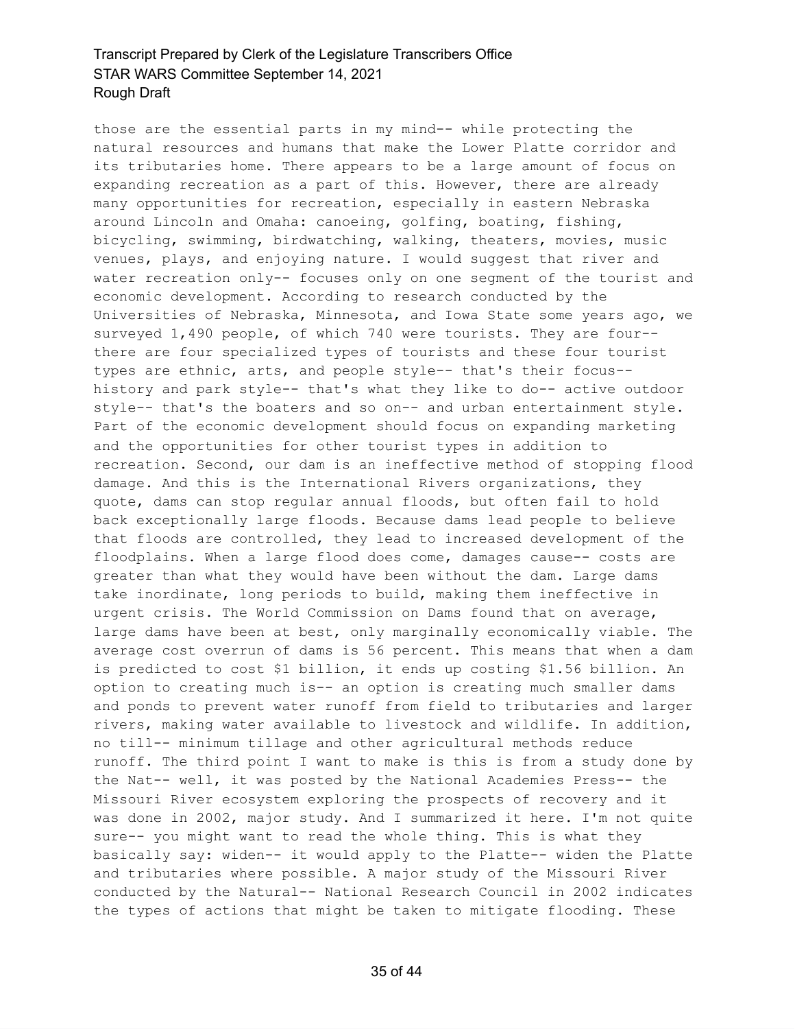those are the essential parts in my mind-- while protecting the natural resources and humans that make the Lower Platte corridor and its tributaries home. There appears to be a large amount of focus on expanding recreation as a part of this. However, there are already many opportunities for recreation, especially in eastern Nebraska around Lincoln and Omaha: canoeing, golfing, boating, fishing, bicycling, swimming, birdwatching, walking, theaters, movies, music venues, plays, and enjoying nature. I would suggest that river and water recreation only-- focuses only on one segment of the tourist and economic development. According to research conducted by the Universities of Nebraska, Minnesota, and Iowa State some years ago, we surveyed 1,490 people, of which 740 were tourists. They are four-- there are four specialized types of tourists and these four tourist types are ethnic, arts, and people style-- that's their focus-- history and park style-- that's what they like to do-- active outdoor style-- that's the boaters and so on-- and urban entertainment style. Part of the economic development should focus on expanding marketing and the opportunities for other tourist types in addition to recreation. Second, our dam is an ineffective method of stopping flood damage. And this is the International Rivers organizations, they quote, dams can stop regular annual floods, but often fail to hold back exceptionally large floods. Because dams lead people to believe that floods are controlled, they lead to increased development of the floodplains. When a large flood does come, damages cause-- costs are greater than what they would have been without the dam. Large dams take inordinate, long periods to build, making them ineffective in urgent crisis. The World Commission on Dams found that on average, large dams have been at best, only marginally economically viable. The average cost overrun of dams is 56 percent. This means that when a dam is predicted to cost $1 billion, it ends up costing $1.56 billion. An option to creating much is-- an option is creating much smaller dams and ponds to prevent water runoff from field to tributaries and larger rivers, making water available to livestock and wildlife. In addition, no till-- minimum tillage and other agricultural methods reduce runoff. The third point I want to make is this is from a study done by the Nat-- well, it was posted by the National Academies Press-- the Missouri River ecosystem exploring the prospects of recovery and it was done in 2002, major study. And I summarized it here. I'm not quite sure-- you might want to read the whole thing. This is what they basically say: widen-- it would apply to the Platte-- widen the Platte and tributaries where possible. A major study of the Missouri River conducted by the Natural-- National Research Council in 2002 indicates the types of actions that might be taken to mitigate flooding. These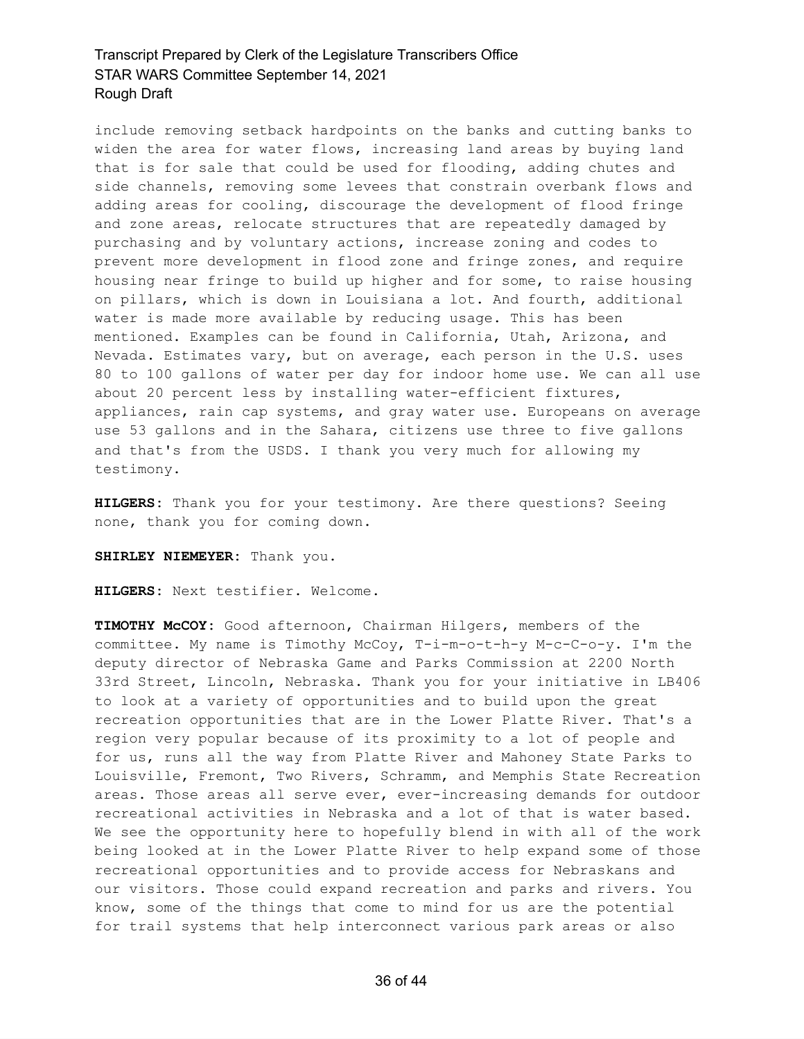include removing setback hardpoints on the banks and cutting banks to widen the area for water flows, increasing land areas by buying land that is for sale that could be used for flooding, adding chutes and side channels, removing some levees that constrain overbank flows and adding areas for cooling, discourage the development of flood fringe and zone areas, relocate structures that are repeatedly damaged by purchasing and by voluntary actions, increase zoning and codes to prevent more development in flood zone and fringe zones, and require housing near fringe to build up higher and for some, to raise housing on pillars, which is down in Louisiana a lot. And fourth, additional water is made more available by reducing usage. This has been mentioned. Examples can be found in California, Utah, Arizona, and Nevada. Estimates vary, but on average, each person in the U.S. uses 80 to 100 gallons of water per day for indoor home use. We can all use about 20 percent less by installing water-efficient fixtures, appliances, rain cap systems, and gray water use. Europeans on average use 53 gallons and in the Sahara, citizens use three to five gallons and that's from the USDS. I thank you very much for allowing my testimony.

**HILGERS**: Thank you for your testimony. Are there questions? Seeing none, thank you for coming down.

**SHIRLEY NIEMEYER**: Thank you.

**HILGERS**: Next testifier. Welcome.

**TIMOTHY McCOY**: Good afternoon, Chairman Hilgers, members of the committee. My name is Timothy McCoy, T-i-m-o-t-h-y M-c-C-o-y. I'm the deputy director of Nebraska Game and Parks Commission at 2200 North 33rd Street, Lincoln, Nebraska. Thank you for your initiative in LB406 to look at a variety of opportunities and to build upon the great recreation opportunities that are in the Lower Platte River. That's a region very popular because of its proximity to a lot of people and for us, runs all the way from Platte River and Mahoney State Parks to Louisville, Fremont, Two Rivers, Schramm, and Memphis State Recreation areas. Those areas all serve ever, ever-increasing demands for outdoor recreational activities in Nebraska and a lot of that is water based. We see the opportunity here to hopefully blend in with all of the work being looked at in the Lower Platte River to help expand some of those recreational opportunities and to provide access for Nebraskans and our visitors. Those could expand recreation and parks and rivers. You know, some of the things that come to mind for us are the potential for trail systems that help interconnect various park areas or also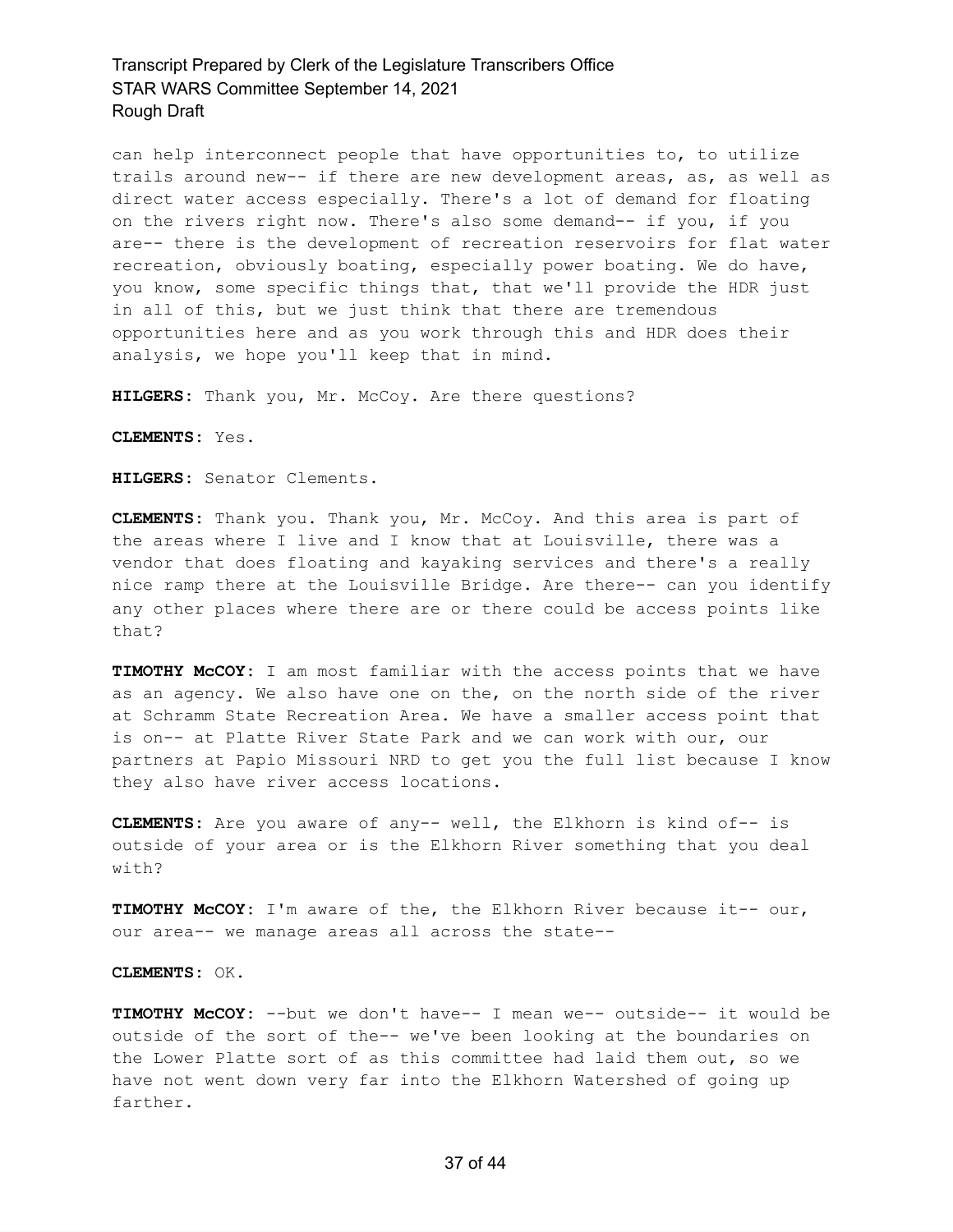can help interconnect people that have opportunities to, to utilize trails around new-- if there are new development areas, as, as well as direct water access especially. There's a lot of demand for floating on the rivers right now. There's also some demand-- if you, if you are-- there is the development of recreation reservoirs for flat water recreation, obviously boating, especially power boating. We do have, you know, some specific things that, that we'll provide the HDR just in all of this, but we just think that there are tremendous opportunities here and as you work through this and HDR does their analysis, we hope you'll keep that in mind.

**HILGERS:** Thank you, Mr. McCoy. Are there questions?

**CLEMENTS:** Yes.

**HILGERS:** Senator Clements.

**CLEMENTS:** Thank you. Thank you, Mr. McCoy. And this area is part of the areas where I live and I know that at Louisville, there was a vendor that does floating and kayaking services and there's a really nice ramp there at the Louisville Bridge. Are there-- can you identify any other places where there are or there could be access points like that?

**TIMOTHY McCOY:** I am most familiar with the access points that we have as an agency. We also have one on the, on the north side of the river at Schramm State Recreation Area. We have a smaller access point that is on-- at Platte River State Park and we can work with our, our partners at Papio Missouri NRD to get you the full list because I know they also have river access locations.

**CLEMENTS:** Are you aware of any-- well, the Elkhorn is kind of-- is outside of your area or is the Elkhorn River something that you deal with?

**TIMOTHY McCOY:** I'm aware of the, the Elkhorn River because it-- our, our area-- we manage areas all across the state--

**CLEMENTS:** OK.

**TIMOTHY McCOY:** --but we don't have-- I mean we-- outside-- it would be outside of the sort of the-- we've been looking at the boundaries on the Lower Platte sort of as this committee had laid them out, so we have not went down very far into the Elkhorn Watershed of going up farther.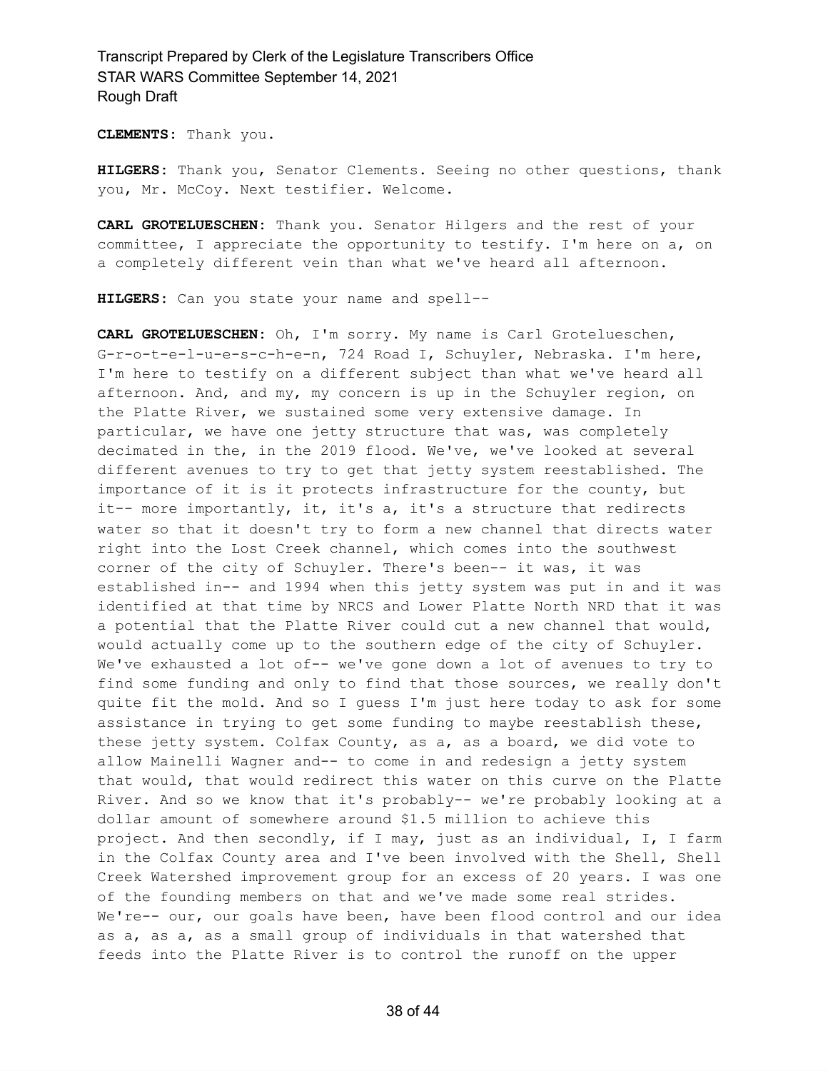**CLEMENTS:** Thank you.

**HILGERS:** Thank you, Senator Clements. Seeing no other questions, thank you, Mr. McCoy. Next testifier. Welcome.

**CARL GROTELUESCHEN:** Thank you. Senator Hilgers and the rest of your committee, I appreciate the opportunity to testify. I'm here on a, on a completely different vein than what we've heard all afternoon.

**HILGERS:** Can you state your name and spell--

**CARL GROTELUESCHEN:** Oh, I'm sorry. My name is Carl Grotelueschen, G-r-o-t-e-l-u-e-s-c-h-e-n, 724 Road I, Schuyler, Nebraska. I'm here, I'm here to testify on a different subject than what we've heard all afternoon. And, and my, my concern is up in the Schuyler region, on the Platte River, we sustained some very extensive damage. In particular, we have one jetty structure that was, was completely decimated in the, in the 2019 flood. We've, we've looked at several different avenues to try to get that jetty system reestablished. The importance of it is it protects infrastructure for the county, but it-- more importantly, it, it's a, it's a structure that redirects water so that it doesn't try to form a new channel that directs water right into the Lost Creek channel, which comes into the southwest corner of the city of Schuyler. There's been-- it was, it was established in-- and 1994 when this jetty system was put in and it was identified at that time by NRCS and Lower Platte North NRD that it was a potential that the Platte River could cut a new channel that would, would actually come up to the southern edge of the city of Schuyler. We've exhausted a lot of-- we've gone down a lot of avenues to try to find some funding and only to find that those sources, we really don't quite fit the mold. And so I guess I'm just here today to ask for some assistance in trying to get some funding to maybe reestablish these, these jetty system. Colfax County, as a, as a board, we did vote to allow Mainelli Wagner and-- to come in and redesign a jetty system that would, that would redirect this water on this curve on the Platte River. And so we know that it's probably-- we're probably looking at a dollar amount of somewhere around $1.5 million to achieve this project. And then secondly, if I may, just as an individual, I, I farm in the Colfax County area and I've been involved with the Shell, Shell Creek Watershed improvement group for an excess of 20 years. I was one of the founding members on that and we've made some real strides. We're-- our, our goals have been, have been flood control and our idea as a, as a, as a small group of individuals in that watershed that feeds into the Platte River is to control the runoff on the upper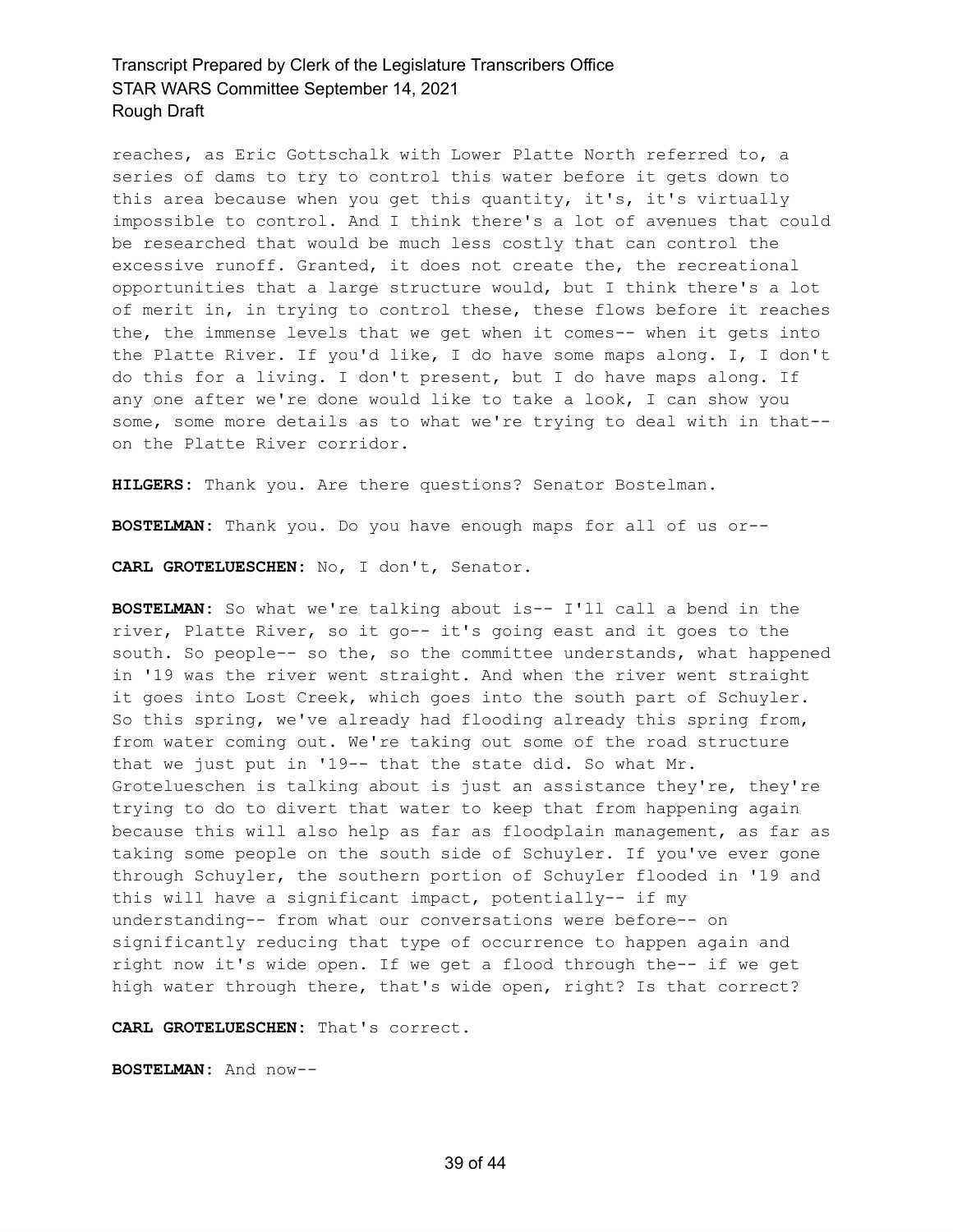reaches, as Eric Gottschalk with Lower Platte North referred to, a series of dams to try to control this water before it gets down to this area because when you get this quantity, it's, it's virtually impossible to control. And I think there's a lot of avenues that could be researched that would be much less costly that can control the excessive runoff. Granted, it does not create the, the recreational opportunities that a large structure would, but I think there's a lot of merit in, in trying to control these, these flows before it reaches the, the immense levels that we get when it comes-- when it gets into the Platte River. If you'd like, I do have some maps along. I, I don't do this for a living. I don't present, but I do have maps along. If any one after we're done would like to take a look, I can show you some, some more details as to what we're trying to deal with in that-- on the Platte River corridor.

**HILGERS:** Thank you. Are there questions? Senator Bostelman.

**BOSTELMAN:** Thank you. Do you have enough maps for all of us or--

**CARL GROTELUESCHEN:** No, I don't, Senator.

**BOSTELMAN:** So what we're talking about is-- I'll call a bend in the river, Platte River, so it go-- it's going east and it goes to the south. So people-- so the, so the committee understands, what happened in '19 was the river went straight. And when the river went straight it goes into Lost Creek, which goes into the south part of Schuyler. So this spring, we've already had flooding already this spring from, from water coming out. We're taking out some of the road structure that we just put in '19-- that the state did. So what Mr. Grotelueschen is talking about is just an assistance they're, they're trying to do to divert that water to keep that from happening again because this will also help as far as floodplain management, as far as taking some people on the south side of Schuyler. If you've ever gone through Schuyler, the southern portion of Schuyler flooded in '19 and this will have a significant impact, potentially-- if my understanding-- from what our conversations were before-- on significantly reducing that type of occurrence to happen again and right now it's wide open. If we get a flood through the-- if we get high water through there, that's wide open, right? Is that correct?

**CARL GROTELUESCHEN:** That's correct.

**BOSTELMAN:** And now--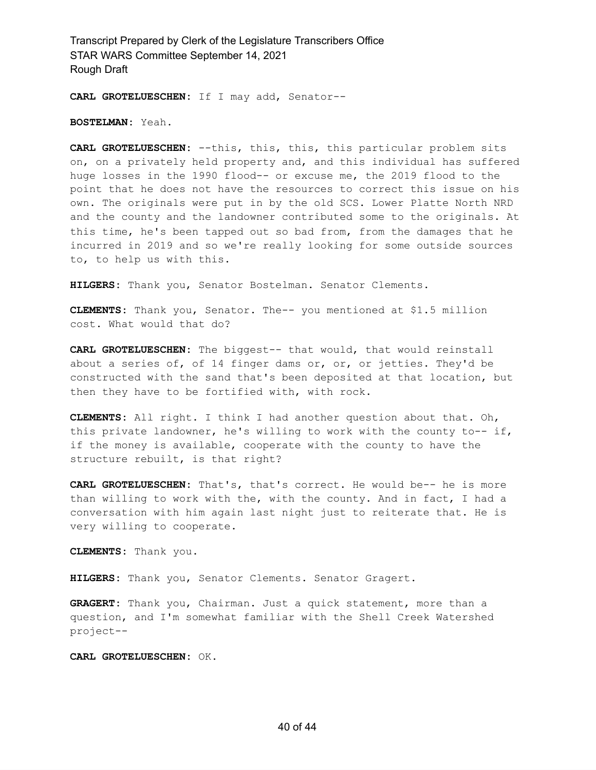**CARL GROTELUESCHEN:** If I may add, Senator--

**BOSTELMAN:** Yeah.

**CARL GROTELUESCHEN:** --this, this, this, this particular problem sits on, on a privately held property and, and this individual has suffered huge losses in the 1990 flood-- or excuse me, the 2019 flood to the point that he does not have the resources to correct this issue on his own. The originals were put in by the old SCS. Lower Platte North NRD and the county and the landowner contributed some to the originals. At this time, he's been tapped out so bad from, from the damages that he incurred in 2019 and so we're really looking for some outside sources to, to help us with this.

**HILGERS:** Thank you, Senator Bostelman. Senator Clements.

**CLEMENTS:** Thank you, Senator. The-- you mentioned at $1.5 million cost. What would that do?

**CARL GROTELUESCHEN:** The biggest-- that would, that would reinstall about a series of, of 14 finger dams or, or, or jetties. They'd be constructed with the sand that's been deposited at that location, but then they have to be fortified with, with rock.

**CLEMENTS:** All right. I think I had another question about that. Oh, this private landowner, he's willing to work with the county to-- if, if the money is available, cooperate with the county to have the structure rebuilt, is that right?

**CARL GROTELUESCHEN:** That's, that's correct. He would be-- he is more than willing to work with the, with the county. And in fact, I had a conversation with him again last night just to reiterate that. He is very willing to cooperate.

**CLEMENTS:** Thank you.

**HILGERS:** Thank you, Senator Clements. Senator Gragert.

**GRAGERT:** Thank you, Chairman. Just a quick statement, more than a question, and I'm somewhat familiar with the Shell Creek Watershed project--

**CARL GROTELUESCHEN:** OK.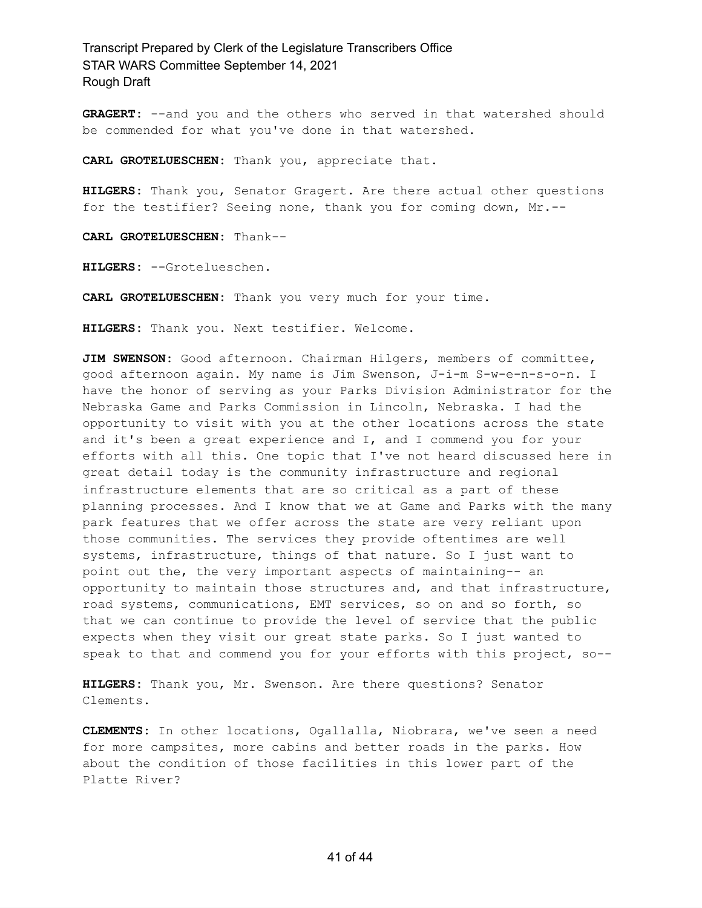**GRAGERT:** --and you and the others who served in that watershed should be commended for what you've done in that watershed.

**CARL GROTELUESCHEN:** Thank you, appreciate that.

**HILGERS:** Thank you, Senator Gragert. Are there actual other questions for the testifier? Seeing none, thank you for coming down, Mr.--

**CARL GROTELUESCHEN:** Thank--

**HILGERS:** --Grotelueschen.

**CARL GROTELUESCHEN:** Thank you very much for your time.

**HILGERS:** Thank you. Next testifier. Welcome.

**JIM SWENSON:** Good afternoon. Chairman Hilgers, members of committee, good afternoon again. My name is Jim Swenson, J-i-m S-w-e-n-s-o-n. I have the honor of serving as your Parks Division Administrator for the Nebraska Game and Parks Commission in Lincoln, Nebraska. I had the opportunity to visit with you at the other locations across the state and it's been a great experience and I, and I commend you for your efforts with all this. One topic that I've not heard discussed here in great detail today is the community infrastructure and regional infrastructure elements that are so critical as a part of these planning processes. And I know that we at Game and Parks with the many park features that we offer across the state are very reliant upon those communities. The services they provide oftentimes are well systems, infrastructure, things of that nature. So I just want to point out the, the very important aspects of maintaining-- an opportunity to maintain those structures and, and that infrastructure, road systems, communications, EMT services, so on and so forth, so that we can continue to provide the level of service that the public expects when they visit our great state parks. So I just wanted to speak to that and commend you for your efforts with this project, so--

**HILGERS:** Thank you, Mr. Swenson. Are there questions? Senator Clements.

**CLEMENTS:** In other locations, Ogallalla, Niobrara, we've seen a need for more campsites, more cabins and better roads in the parks. How about the condition of those facilities in this lower part of the Platte River?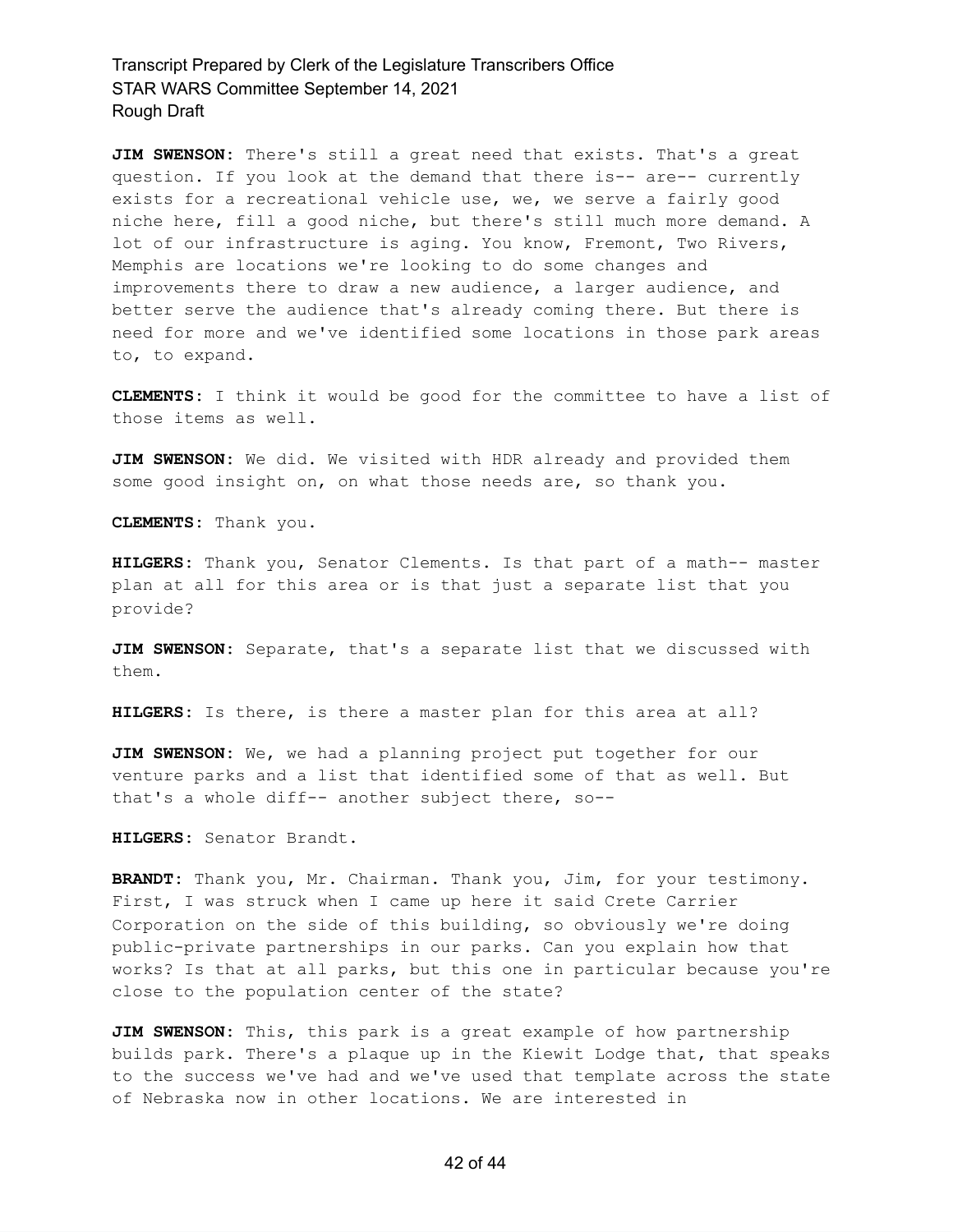**JIM SWENSON:** There's still a great need that exists. That's a great question. If you look at the demand that there is-- are-- currently exists for a recreational vehicle use, we, we serve a fairly good niche here, fill a good niche, but there's still much more demand. A lot of our infrastructure is aging. You know, Fremont, Two Rivers, Memphis are locations we're looking to do some changes and improvements there to draw a new audience, a larger audience, and better serve the audience that's already coming there. But there is need for more and we've identified some locations in those park areas to, to expand.

**CLEMENTS:** I think it would be good for the committee to have a list of those items as well.

**JIM SWENSON:** We did. We visited with HDR already and provided them some good insight on, on what those needs are, so thank you.

**CLEMENTS:** Thank you.

**HILGERS:** Thank you, Senator Clements. Is that part of a math-- master plan at all for this area or is that just a separate list that you provide?

**JIM SWENSON:** Separate, that's a separate list that we discussed with them.

**HILGERS:** Is there, is there a master plan for this area at all?

**JIM SWENSON:** We, we had a planning project put together for our venture parks and a list that identified some of that as well. But that's a whole diff-- another subject there, so--

**HILGERS:** Senator Brandt.

**BRANDT:** Thank you, Mr. Chairman. Thank you, Jim, for your testimony. First, I was struck when I came up here it said Crete Carrier Corporation on the side of this building, so obviously we're doing public-private partnerships in our parks. Can you explain how that works? Is that at all parks, but this one in particular because you're close to the population center of the state?

**JIM SWENSON:** This, this park is a great example of how partnership builds park. There's a plaque up in the Kiewit Lodge that, that speaks to the success we've had and we've used that template across the state of Nebraska now in other locations. We are interested in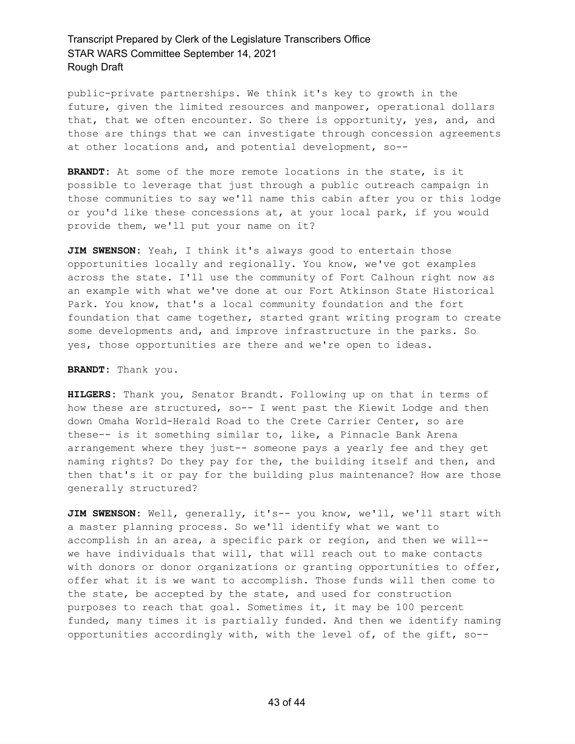public-private partnerships. We think it's key to growth in the future, given the limited resources and manpower, operational dollars that, that we often encounter. So there is opportunity, yes, and, and those are things that we can investigate through concession agreements at other locations and, and potential development, so--

**BRANDT:** At some of the more remote locations in the state, is it possible to leverage that just through a public outreach campaign in those communities to say we'll name this cabin after you or this lodge or you'd like these concessions at, at your local park, if you would provide them, we'll put your name on it?

**JIM SWENSON:** Yeah, I think it's always good to entertain those opportunities locally and regionally. You know, we've got examples across the state. I'll use the community of Fort Calhoun right now as an example with what we've done at our Fort Atkinson State Historical Park. You know, that's a local community foundation and the fort foundation that came together, started grant writing program to create some developments and, and improve infrastructure in the parks. So yes, those opportunities are there and we're open to ideas.

**BRANDT:** Thank you.

**HILGERS:** Thank you, Senator Brandt. Following up on that in terms of how these are structured, so-- I went past the Kiewit Lodge and then down Omaha World-Herald Road to the Crete Carrier Center, so are these-- is it something similar to, like, a Pinnacle Bank Arena arrangement where they just-- someone pays a yearly fee and they get naming rights? Do they pay for the, the building itself and then, and then that's it or pay for the building plus maintenance? How are those generally structured?

**JIM SWENSON:** Well, generally, it's-- you know, we'll, we'll start with a master planning process. So we'll identify what we want to accomplish in an area, a specific park or region, and then we will-- we have individuals that will, that will reach out to make contacts with donors or donor organizations or granting opportunities to offer, offer what it is we want to accomplish. Those funds will then come to the state, be accepted by the state, and used for construction purposes to reach that goal. Sometimes it, it may be 100 percent funded, many times it is partially funded. And then we identify naming opportunities accordingly with, with the level of, of the gift, so--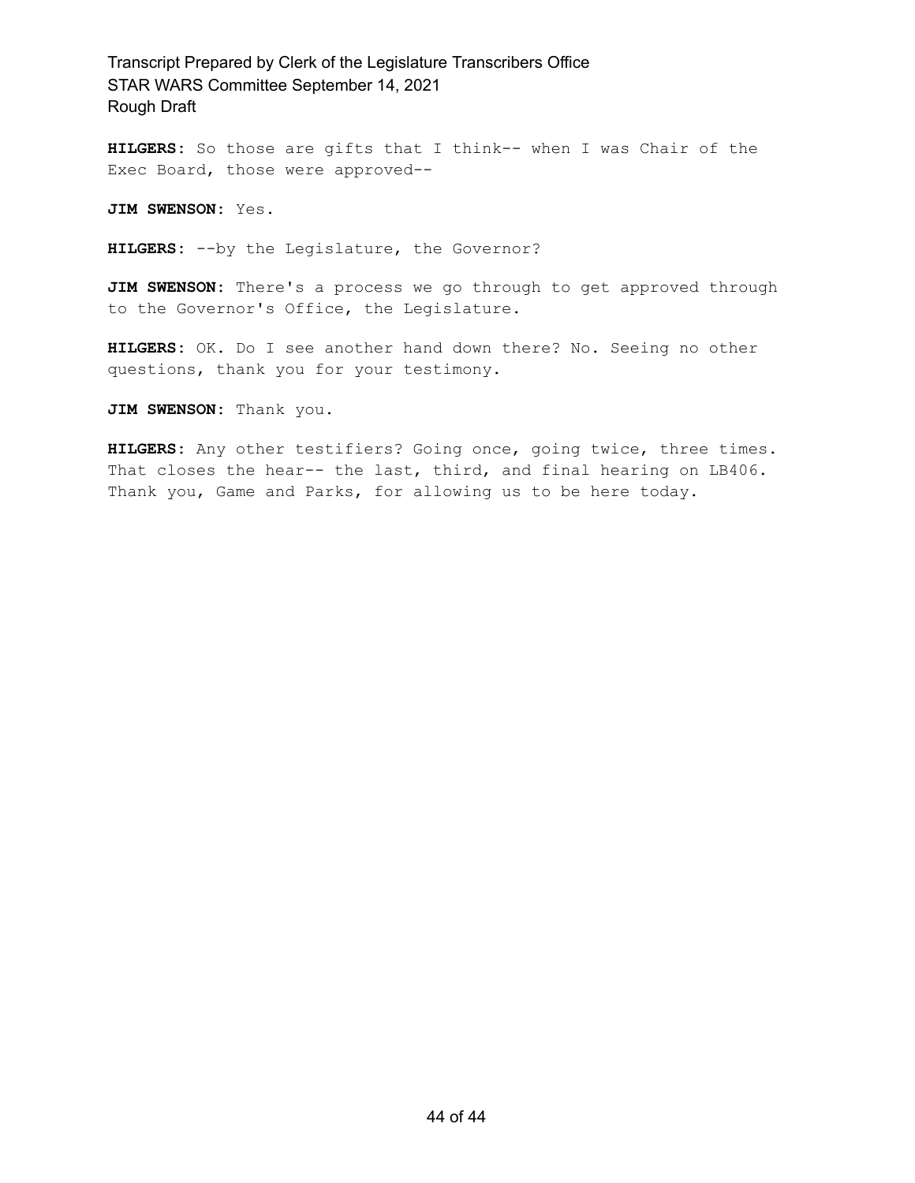**HILGERS:** So those are gifts that I think-- when I was Chair of the Exec Board, those were approved--

**JIM SWENSON:** Yes.

**HILGERS:** --by the Legislature, the Governor?

**JIM SWENSON:** There's a process we go through to get approved through to the Governor's Office, the Legislature.

**HILGERS:** OK. Do I see another hand down there? No. Seeing no other questions, thank you for your testimony.

**JIM SWENSON:** Thank you.

**HILGERS:** Any other testifiers? Going once, going twice, three times. That closes the hear-- the last, third, and final hearing on LB406. Thank you, Game and Parks, for allowing us to be here today.